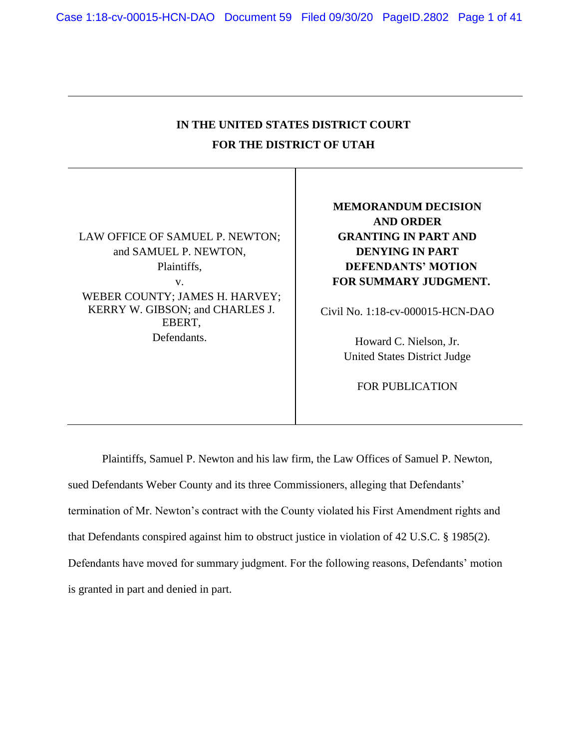# IN THE UNITED STATES DISTRICT COURT
# FOR THE DISTRICT OF UTAH

| | |
|---|---|
| LAW OFFICE OF SAMUEL P. NEWTON; and SAMUEL P. NEWTON,<br>Plaintiffs,<br>v.<br>WEBER COUNTY; JAMES H. HARVEY; KERRY W. GIBSON; and CHARLES J. EBERT,<br>Defendants. | **MEMORANDUM DECISION AND ORDER GRANTING IN PART AND DENYING IN PART DEFENDANTS' MOTION FOR SUMMARY JUDGMENT.**<br><br>Civil No. 1:18-cv-000015-HCN-DAO<br><br>Howard C. Nielson, Jr.<br>United States District Judge<br><br>FOR PUBLICATION |

Plaintiffs, Samuel P. Newton and his law firm, the Law Offices of Samuel P. Newton, sued Defendants Weber County and its three Commissioners, alleging that Defendants' termination of Mr. Newton's contract with the County violated his First Amendment rights and that Defendants conspired against him to obstruct justice in violation of 42 U.S.C. § 1985(2). Defendants have moved for summary judgment. For the following reasons, Defendants' motion is granted in part and denied in part.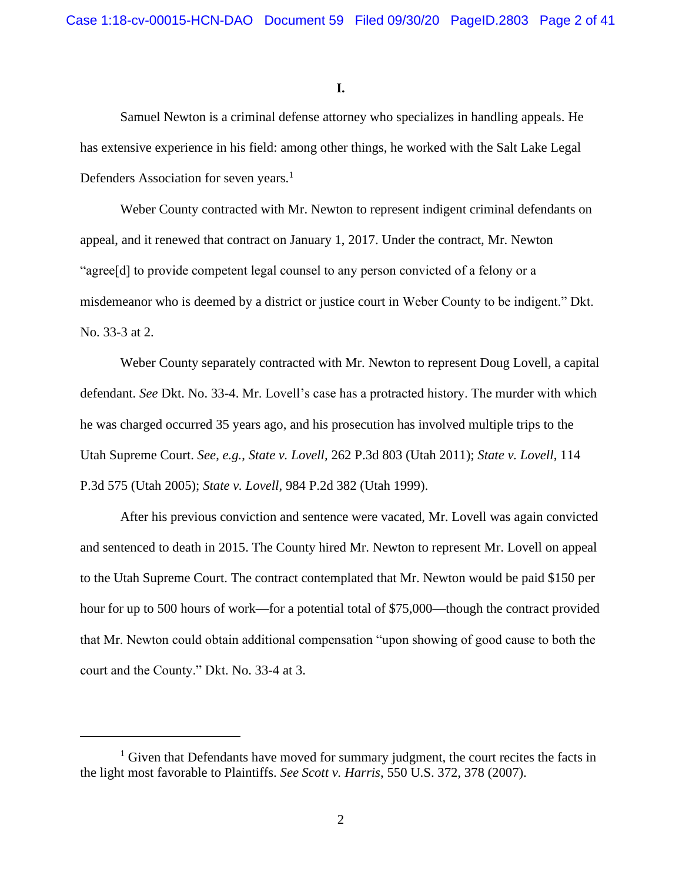**I.**

Samuel Newton is a criminal defense attorney who specializes in handling appeals. He has extensive experience in his field: among other things, he worked with the Salt Lake Legal Defenders Association for seven years.[1]

Weber County contracted with Mr. Newton to represent indigent criminal defendants on appeal, and it renewed that contract on January 1, 2017. Under the contract, Mr. Newton "agree[d] to provide competent legal counsel to any person convicted of a felony or a misdemeanor who is deemed by a district or justice court in Weber County to be indigent." Dkt. No. 33-3 at 2.

Weber County separately contracted with Mr. Newton to represent Doug Lovell, a capital defendant. *See* Dkt. No. 33-4. Mr. Lovell's case has a protracted history. The murder with which he was charged occurred 35 years ago, and his prosecution has involved multiple trips to the Utah Supreme Court. *See*, *e.g.*, *State v. Lovell*, 262 P.3d 803 (Utah 2011); *State v. Lovell*, 114 P.3d 575 (Utah 2005); *State v. Lovell*, 984 P.2d 382 (Utah 1999).

After his previous conviction and sentence were vacated, Mr. Lovell was again convicted and sentenced to death in 2015. The County hired Mr. Newton to represent Mr. Lovell on appeal to the Utah Supreme Court. The contract contemplated that Mr. Newton would be paid $150 per hour for up to 500 hours of work—for a potential total of $75,000—though the contract provided that Mr. Newton could obtain additional compensation "upon showing of good cause to both the court and the County." Dkt. No. 33-4 at 3.

---

[1] Given that Defendants have moved for summary judgment, the court recites the facts in the light most favorable to Plaintiffs. *See Scott v. Harris*, 550 U.S. 372, 378 (2007).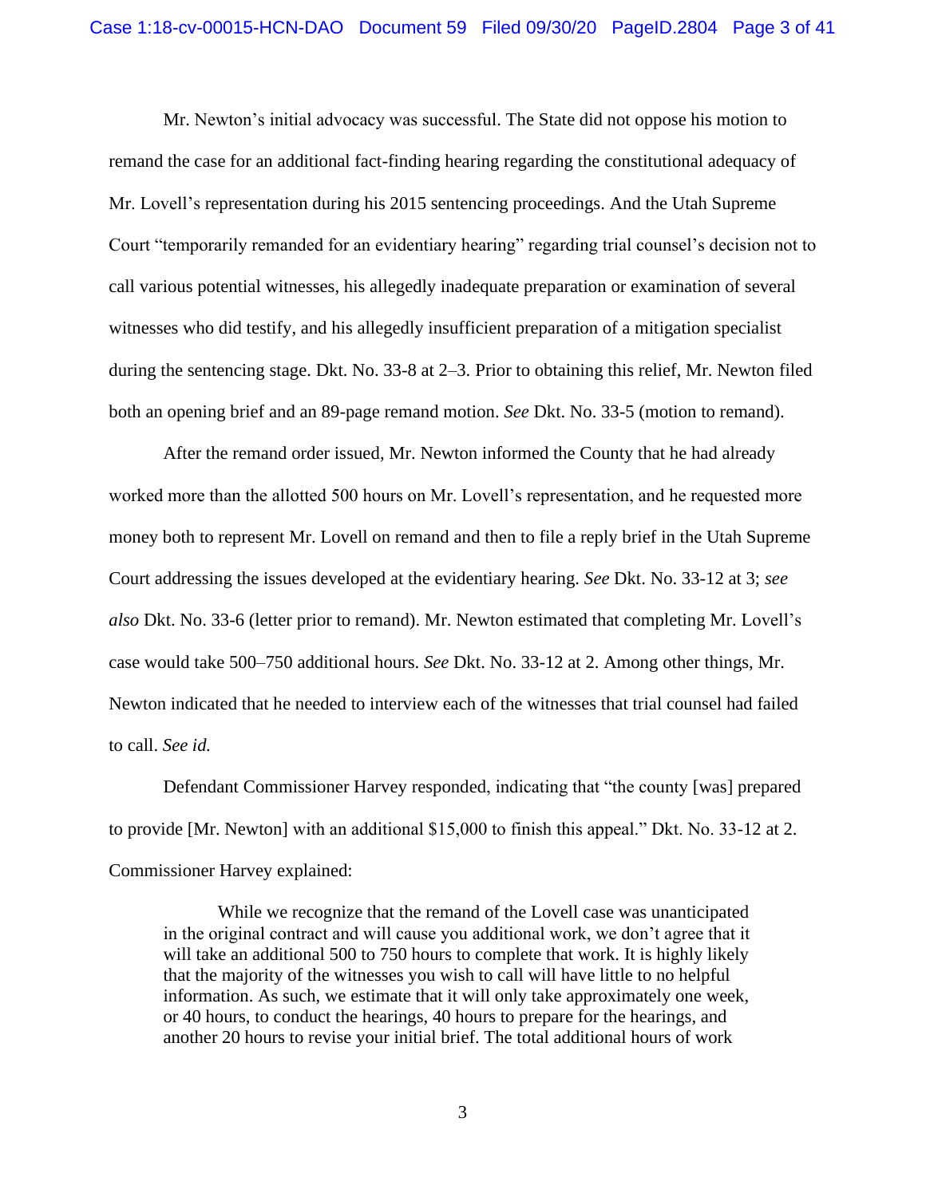Mr. Newton's initial advocacy was successful. The State did not oppose his motion to remand the case for an additional fact-finding hearing regarding the constitutional adequacy of Mr. Lovell's representation during his 2015 sentencing proceedings. And the Utah Supreme Court "temporarily remanded for an evidentiary hearing" regarding trial counsel's decision not to call various potential witnesses, his allegedly inadequate preparation or examination of several witnesses who did testify, and his allegedly insufficient preparation of a mitigation specialist during the sentencing stage. Dkt. No. 33-8 at 2–3. Prior to obtaining this relief, Mr. Newton filed both an opening brief and an 89-page remand motion. *See* Dkt. No. 33-5 (motion to remand).

After the remand order issued, Mr. Newton informed the County that he had already worked more than the allotted 500 hours on Mr. Lovell's representation, and he requested more money both to represent Mr. Lovell on remand and then to file a reply brief in the Utah Supreme Court addressing the issues developed at the evidentiary hearing. *See* Dkt. No. 33-12 at 3; *see also* Dkt. No. 33-6 (letter prior to remand). Mr. Newton estimated that completing Mr. Lovell's case would take 500–750 additional hours. *See* Dkt. No. 33-12 at 2. Among other things, Mr. Newton indicated that he needed to interview each of the witnesses that trial counsel had failed to call. *See id.*

Defendant Commissioner Harvey responded, indicating that "the county [was] prepared to provide [Mr. Newton] with an additional $15,000 to finish this appeal." Dkt. No. 33-12 at 2. Commissioner Harvey explained:

> While we recognize that the remand of the Lovell case was unanticipated in the original contract and will cause you additional work, we don't agree that it will take an additional 500 to 750 hours to complete that work. It is highly likely that the majority of the witnesses you wish to call will have little to no helpful information. As such, we estimate that it will only take approximately one week, or 40 hours, to conduct the hearings, 40 hours to prepare for the hearings, and another 20 hours to revise your initial brief. The total additional hours of work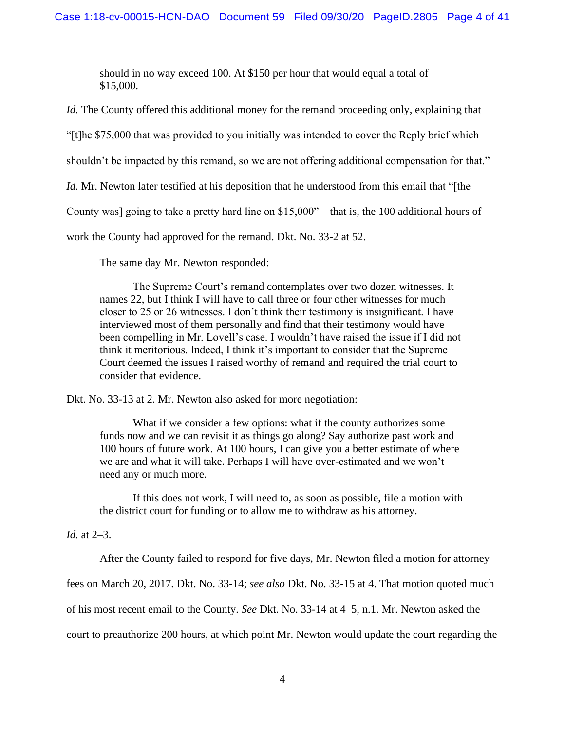> should in no way exceed 100. At $150 per hour that would equal a total of $15,000.

*Id.* The County offered this additional money for the remand proceeding only, explaining that "[t]he $75,000 that was provided to you initially was intended to cover the Reply brief which shouldn't be impacted by this remand, so we are not offering additional compensation for that." *Id.* Mr. Newton later testified at his deposition that he understood from this email that "[the County was] going to take a pretty hard line on $15,000"—that is, the 100 additional hours of work the County had approved for the remand. Dkt. No. 33-2 at 52.

The same day Mr. Newton responded:

> The Supreme Court's remand contemplates over two dozen witnesses. It names 22, but I think I will have to call three or four other witnesses for much closer to 25 or 26 witnesses. I don't think their testimony is insignificant. I have interviewed most of them personally and find that their testimony would have been compelling in Mr. Lovell's case. I wouldn't have raised the issue if I did not think it meritorious. Indeed, I think it's important to consider that the Supreme Court deemed the issues I raised worthy of remand and required the trial court to consider that evidence.

Dkt. No. 33-13 at 2. Mr. Newton also asked for more negotiation:

> What if we consider a few options: what if the county authorizes some funds now and we can revisit it as things go along? Say authorize past work and 100 hours of future work. At 100 hours, I can give you a better estimate of where we are and what it will take. Perhaps I will have over-estimated and we won't need any or much more.
>
> If this does not work, I will need to, as soon as possible, file a motion with the district court for funding or to allow me to withdraw as his attorney.

*Id.* at 2–3.

After the County failed to respond for five days, Mr. Newton filed a motion for attorney fees on March 20, 2017. Dkt. No. 33-14; *see also* Dkt. No. 33-15 at 4. That motion quoted much of his most recent email to the County. *See* Dkt. No. 33-14 at 4–5, n.1. Mr. Newton asked the court to preauthorize 200 hours, at which point Mr. Newton would update the court regarding the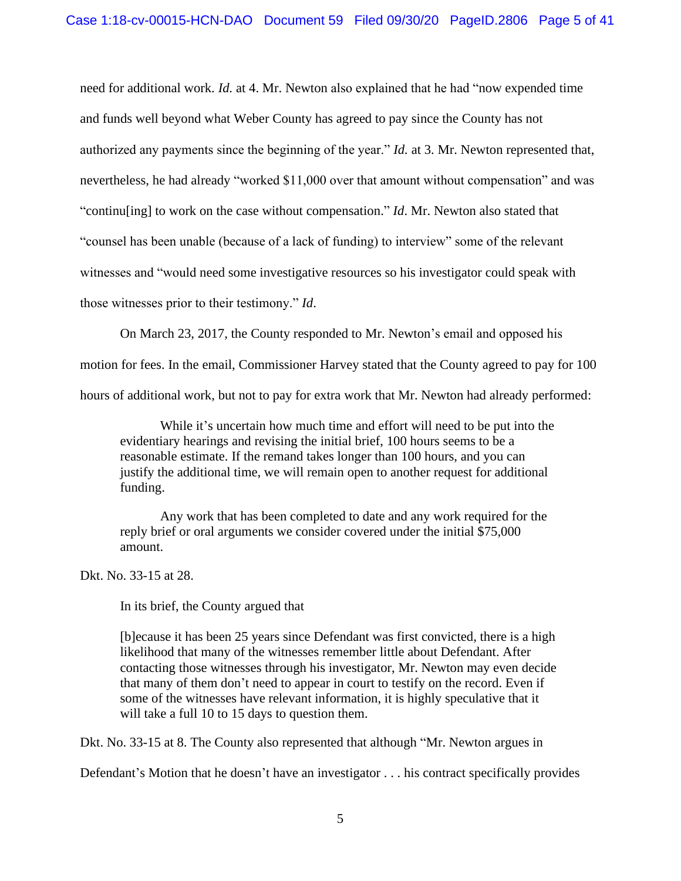need for additional work. *Id.* at 4. Mr. Newton also explained that he had "now expended time and funds well beyond what Weber County has agreed to pay since the County has not authorized any payments since the beginning of the year." *Id.* at 3. Mr. Newton represented that, nevertheless, he had already "worked $11,000 over that amount without compensation" and was "continu[ing] to work on the case without compensation." *Id*. Mr. Newton also stated that "counsel has been unable (because of a lack of funding) to interview" some of the relevant witnesses and "would need some investigative resources so his investigator could speak with those witnesses prior to their testimony." *Id*.

On March 23, 2017, the County responded to Mr. Newton's email and opposed his motion for fees. In the email, Commissioner Harvey stated that the County agreed to pay for 100 hours of additional work, but not to pay for extra work that Mr. Newton had already performed:

> While it's uncertain how much time and effort will need to be put into the evidentiary hearings and revising the initial brief, 100 hours seems to be a reasonable estimate. If the remand takes longer than 100 hours, and you can justify the additional time, we will remain open to another request for additional funding.
>
> Any work that has been completed to date and any work required for the reply brief or oral arguments we consider covered under the initial $75,000 amount.

Dkt. No. 33-15 at 28.

In its brief, the County argued that

> [b]ecause it has been 25 years since Defendant was first convicted, there is a high likelihood that many of the witnesses remember little about Defendant. After contacting those witnesses through his investigator, Mr. Newton may even decide that many of them don't need to appear in court to testify on the record. Even if some of the witnesses have relevant information, it is highly speculative that it will take a full 10 to 15 days to question them.

Dkt. No. 33-15 at 8. The County also represented that although "Mr. Newton argues in Defendant's Motion that he doesn't have an investigator . . . his contract specifically provides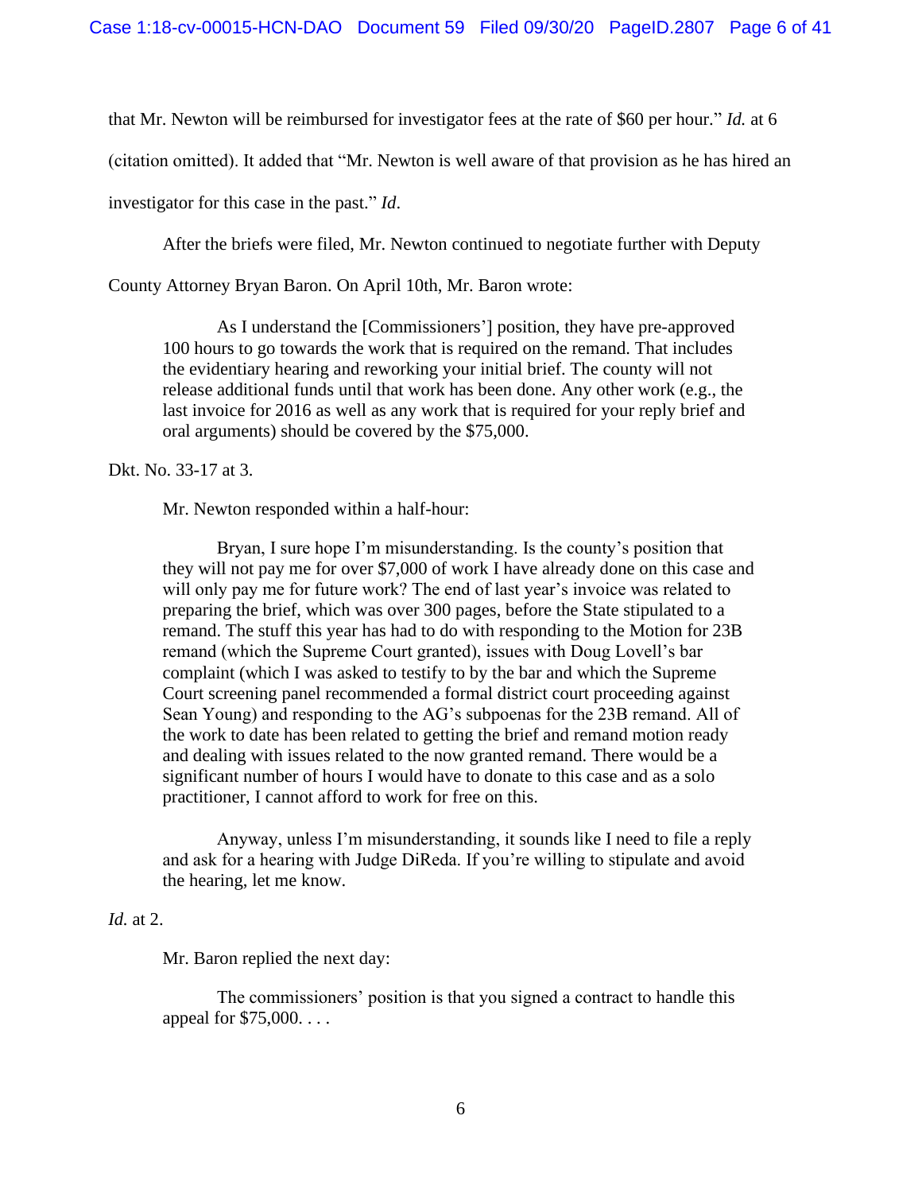that Mr. Newton will be reimbursed for investigator fees at the rate of $60 per hour." *Id.* at 6 (citation omitted). It added that "Mr. Newton is well aware of that provision as he has hired an investigator for this case in the past." *Id*.

After the briefs were filed, Mr. Newton continued to negotiate further with Deputy County Attorney Bryan Baron. On April 10th, Mr. Baron wrote:

> As I understand the [Commissioners'] position, they have pre-approved 100 hours to go towards the work that is required on the remand. That includes the evidentiary hearing and reworking your initial brief. The county will not release additional funds until that work has been done. Any other work (e.g., the last invoice for 2016 as well as any work that is required for your reply brief and oral arguments) should be covered by the $75,000.

Dkt. No. 33-17 at 3.

Mr. Newton responded within a half-hour:

> Bryan, I sure hope I'm misunderstanding. Is the county's position that they will not pay me for over $7,000 of work I have already done on this case and will only pay me for future work? The end of last year's invoice was related to preparing the brief, which was over 300 pages, before the State stipulated to a remand. The stuff this year has had to do with responding to the Motion for 23B remand (which the Supreme Court granted), issues with Doug Lovell's bar complaint (which I was asked to testify to by the bar and which the Supreme Court screening panel recommended a formal district court proceeding against Sean Young) and responding to the AG's subpoenas for the 23B remand. All of the work to date has been related to getting the brief and remand motion ready and dealing with issues related to the now granted remand. There would be a significant number of hours I would have to donate to this case and as a solo practitioner, I cannot afford to work for free on this.
>
> Anyway, unless I'm misunderstanding, it sounds like I need to file a reply and ask for a hearing with Judge DiReda. If you're willing to stipulate and avoid the hearing, let me know.

*Id.* at 2.

Mr. Baron replied the next day:

> The commissioners' position is that you signed a contract to handle this appeal for $75,000. . . .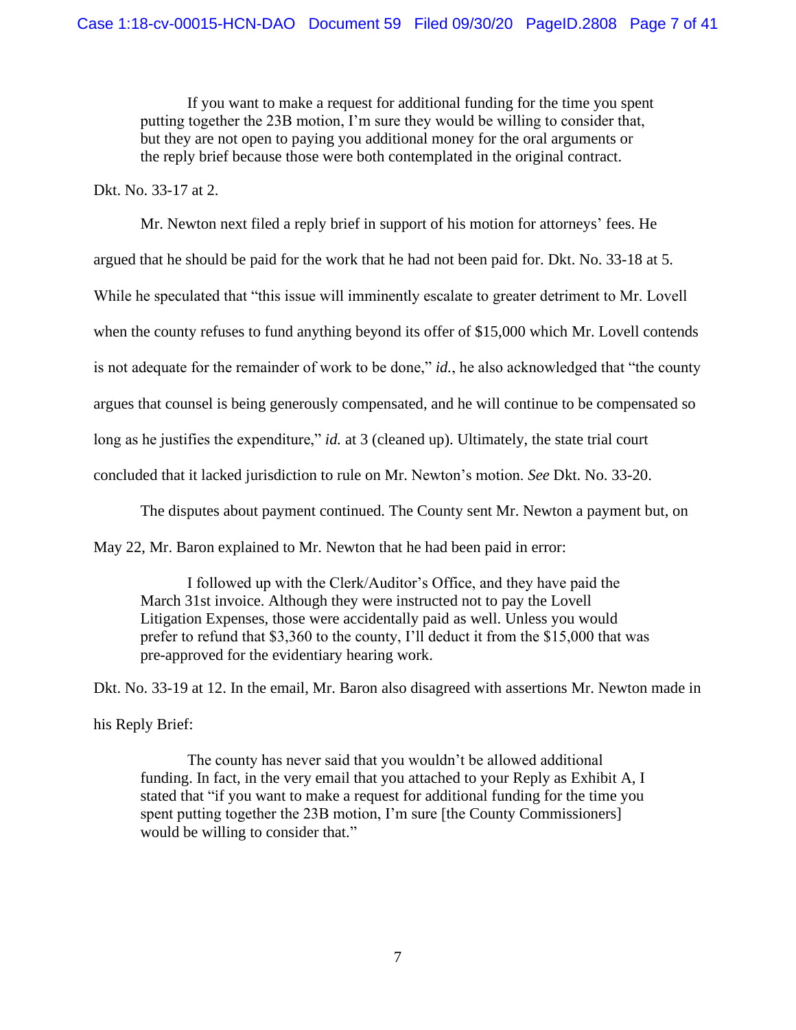> If you want to make a request for additional funding for the time you spent putting together the 23B motion, I'm sure they would be willing to consider that, but they are not open to paying you additional money for the oral arguments or the reply brief because those were both contemplated in the original contract.

Dkt. No. 33-17 at 2.

Mr. Newton next filed a reply brief in support of his motion for attorneys' fees. He argued that he should be paid for the work that he had not been paid for. Dkt. No. 33-18 at 5. While he speculated that "this issue will imminently escalate to greater detriment to Mr. Lovell when the county refuses to fund anything beyond its offer of $15,000 which Mr. Lovell contends is not adequate for the remainder of work to be done," *id.*, he also acknowledged that "the county argues that counsel is being generously compensated, and he will continue to be compensated so long as he justifies the expenditure," *id.* at 3 (cleaned up). Ultimately, the state trial court concluded that it lacked jurisdiction to rule on Mr. Newton's motion. *See* Dkt. No. 33-20.

The disputes about payment continued. The County sent Mr. Newton a payment but, on May 22, Mr. Baron explained to Mr. Newton that he had been paid in error:

> I followed up with the Clerk/Auditor's Office, and they have paid the March 31st invoice. Although they were instructed not to pay the Lovell Litigation Expenses, those were accidentally paid as well. Unless you would prefer to refund that $3,360 to the county, I'll deduct it from the $15,000 that was pre-approved for the evidentiary hearing work.

Dkt. No. 33-19 at 12. In the email, Mr. Baron also disagreed with assertions Mr. Newton made in his Reply Brief:

> The county has never said that you wouldn't be allowed additional funding. In fact, in the very email that you attached to your Reply as Exhibit A, I stated that "if you want to make a request for additional funding for the time you spent putting together the 23B motion, I'm sure [the County Commissioners] would be willing to consider that."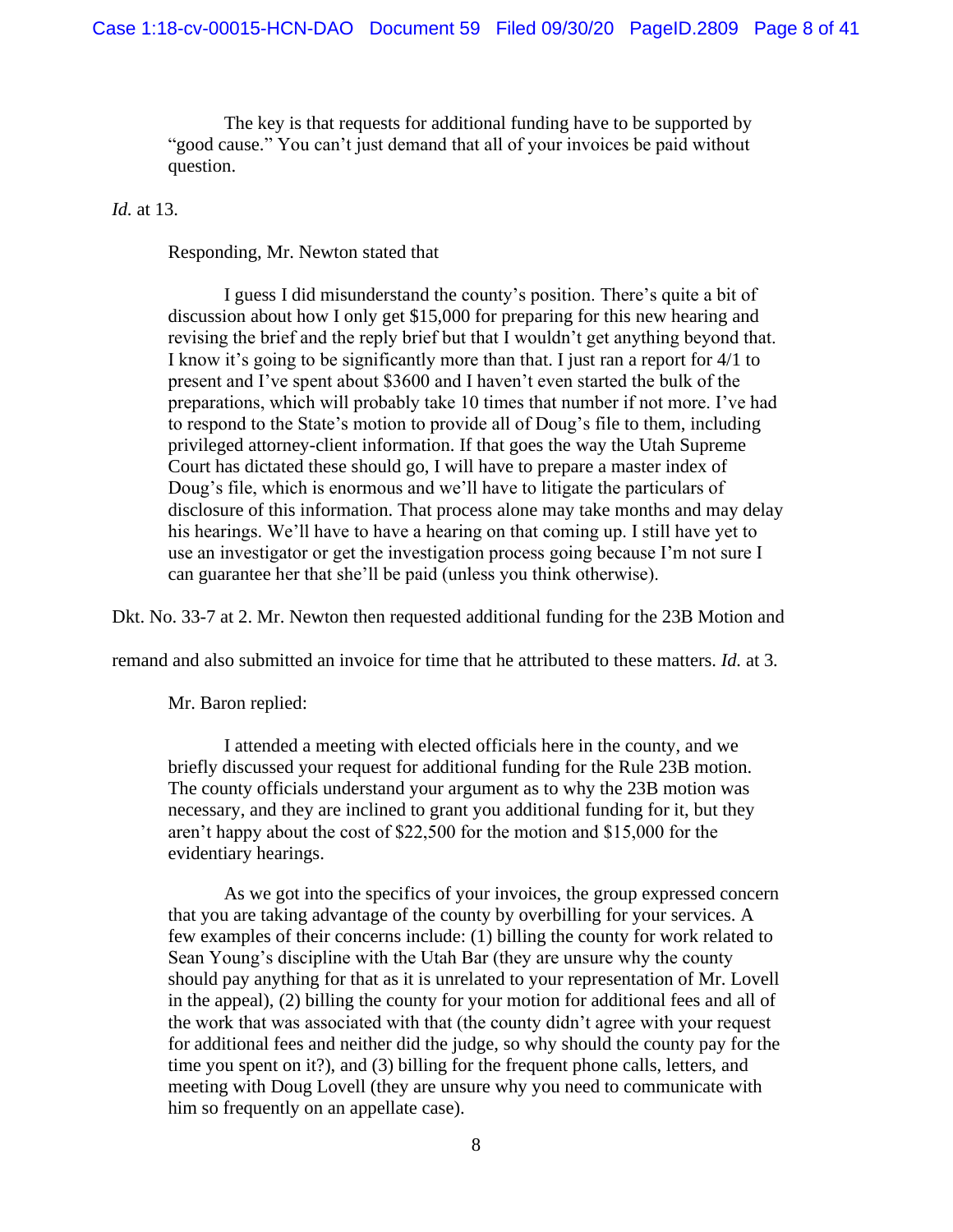> The key is that requests for additional funding have to be supported by "good cause." You can't just demand that all of your invoices be paid without question.

*Id.* at 13.

Responding, Mr. Newton stated that

> I guess I did misunderstand the county's position. There's quite a bit of discussion about how I only get $15,000 for preparing for this new hearing and revising the brief and the reply brief but that I wouldn't get anything beyond that. I know it's going to be significantly more than that. I just ran a report for 4/1 to present and I've spent about $3600 and I haven't even started the bulk of the preparations, which will probably take 10 times that number if not more. I've had to respond to the State's motion to provide all of Doug's file to them, including privileged attorney-client information. If that goes the way the Utah Supreme Court has dictated these should go, I will have to prepare a master index of Doug's file, which is enormous and we'll have to litigate the particulars of disclosure of this information. That process alone may take months and may delay his hearings. We'll have to have a hearing on that coming up. I still have yet to use an investigator or get the investigation process going because I'm not sure I can guarantee her that she'll be paid (unless you think otherwise).

Dkt. No. 33-7 at 2. Mr. Newton then requested additional funding for the 23B Motion and remand and also submitted an invoice for time that he attributed to these matters. *Id.* at 3.

Mr. Baron replied:

> I attended a meeting with elected officials here in the county, and we briefly discussed your request for additional funding for the Rule 23B motion. The county officials understand your argument as to why the 23B motion was necessary, and they are inclined to grant you additional funding for it, but they aren't happy about the cost of $22,500 for the motion and $15,000 for the evidentiary hearings.
>
> As we got into the specifics of your invoices, the group expressed concern that you are taking advantage of the county by overbilling for your services. A few examples of their concerns include: (1) billing the county for work related to Sean Young's discipline with the Utah Bar (they are unsure why the county should pay anything for that as it is unrelated to your representation of Mr. Lovell in the appeal), (2) billing the county for your motion for additional fees and all of the work that was associated with that (the county didn't agree with your request for additional fees and neither did the judge, so why should the county pay for the time you spent on it?), and (3) billing for the frequent phone calls, letters, and meeting with Doug Lovell (they are unsure why you need to communicate with him so frequently on an appellate case).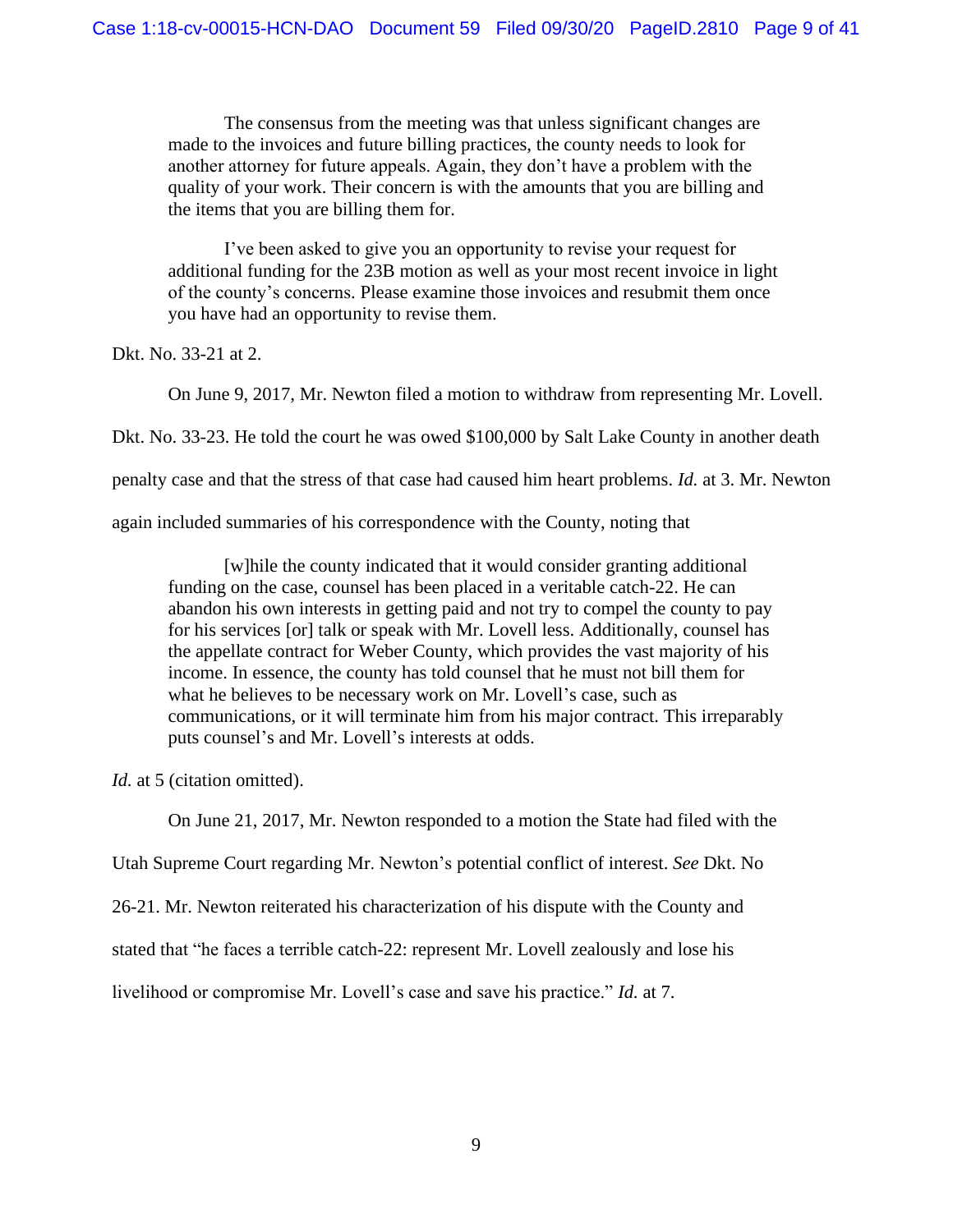> The consensus from the meeting was that unless significant changes are made to the invoices and future billing practices, the county needs to look for another attorney for future appeals. Again, they don't have a problem with the quality of your work. Their concern is with the amounts that you are billing and the items that you are billing them for.
>
> I've been asked to give you an opportunity to revise your request for additional funding for the 23B motion as well as your most recent invoice in light of the county's concerns. Please examine those invoices and resubmit them once you have had an opportunity to revise them.

Dkt. No. 33-21 at 2.

On June 9, 2017, Mr. Newton filed a motion to withdraw from representing Mr. Lovell. Dkt. No. 33-23. He told the court he was owed $100,000 by Salt Lake County in another death penalty case and that the stress of that case had caused him heart problems. *Id.* at 3. Mr. Newton again included summaries of his correspondence with the County, noting that

> [w]hile the county indicated that it would consider granting additional funding on the case, counsel has been placed in a veritable catch-22. He can abandon his own interests in getting paid and not try to compel the county to pay for his services [or] talk or speak with Mr. Lovell less. Additionally, counsel has the appellate contract for Weber County, which provides the vast majority of his income. In essence, the county has told counsel that he must not bill them for what he believes to be necessary work on Mr. Lovell's case, such as communications, or it will terminate him from his major contract. This irreparably puts counsel's and Mr. Lovell's interests at odds.

*Id.* at 5 (citation omitted).

On June 21, 2017, Mr. Newton responded to a motion the State had filed with the Utah Supreme Court regarding Mr. Newton's potential conflict of interest. *See* Dkt. No 26-21. Mr. Newton reiterated his characterization of his dispute with the County and stated that "he faces a terrible catch-22: represent Mr. Lovell zealously and lose his livelihood or compromise Mr. Lovell's case and save his practice." *Id.* at 7.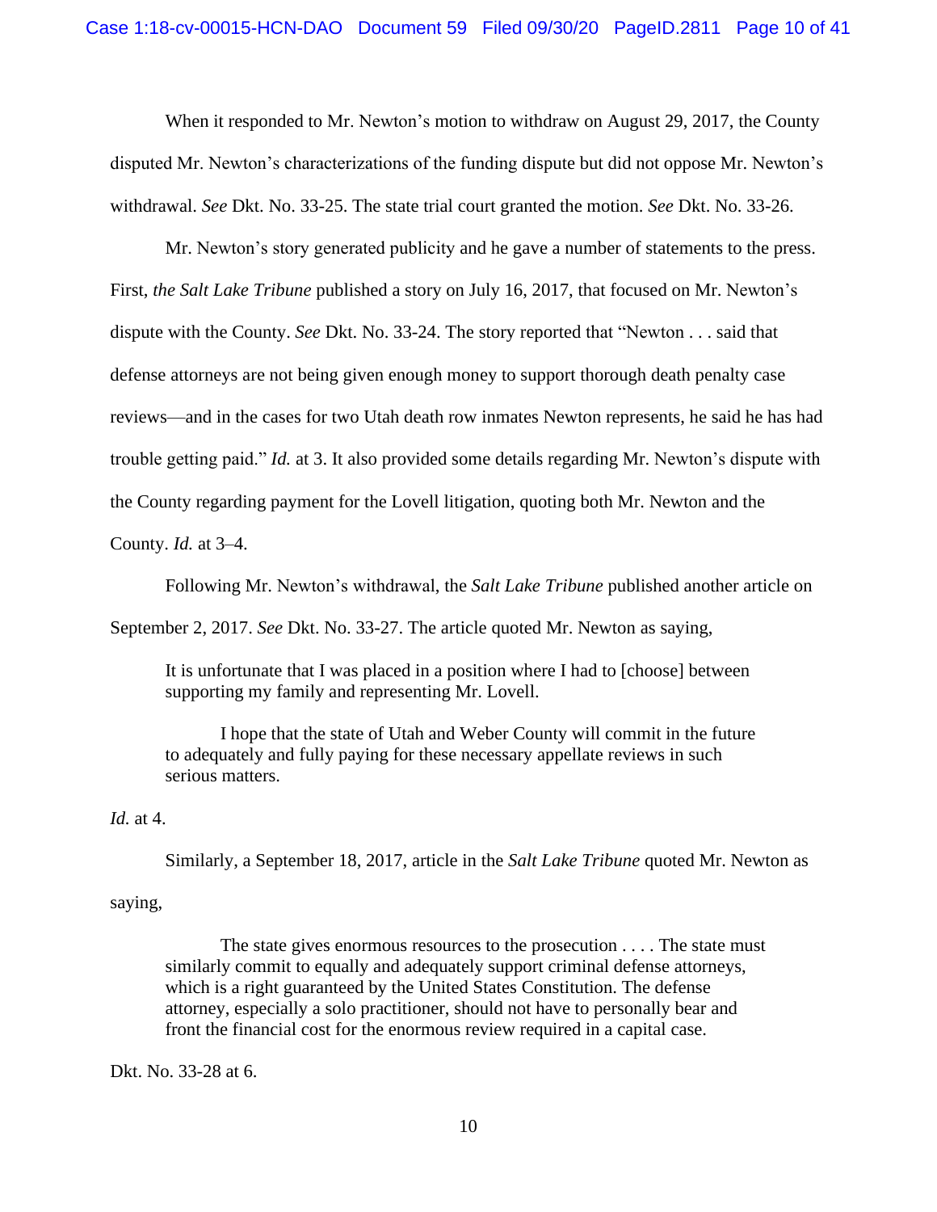When it responded to Mr. Newton's motion to withdraw on August 29, 2017, the County disputed Mr. Newton's characterizations of the funding dispute but did not oppose Mr. Newton's withdrawal. *See* Dkt. No. 33-25. The state trial court granted the motion. *See* Dkt. No. 33-26.

Mr. Newton's story generated publicity and he gave a number of statements to the press. First, *the Salt Lake Tribune* published a story on July 16, 2017, that focused on Mr. Newton's dispute with the County. *See* Dkt. No. 33-24. The story reported that "Newton . . . said that defense attorneys are not being given enough money to support thorough death penalty case reviews—and in the cases for two Utah death row inmates Newton represents, he said he has had trouble getting paid." *Id.* at 3. It also provided some details regarding Mr. Newton's dispute with the County regarding payment for the Lovell litigation, quoting both Mr. Newton and the County. *Id.* at 3–4.

Following Mr. Newton's withdrawal, the *Salt Lake Tribune* published another article on September 2, 2017. *See* Dkt. No. 33-27. The article quoted Mr. Newton as saying,

> It is unfortunate that I was placed in a position where I had to [choose] between supporting my family and representing Mr. Lovell.
>
> I hope that the state of Utah and Weber County will commit in the future to adequately and fully paying for these necessary appellate reviews in such serious matters.

*Id.* at 4.

Similarly, a September 18, 2017, article in the *Salt Lake Tribune* quoted Mr. Newton as saying,

> The state gives enormous resources to the prosecution . . . . The state must similarly commit to equally and adequately support criminal defense attorneys, which is a right guaranteed by the United States Constitution. The defense attorney, especially a solo practitioner, should not have to personally bear and front the financial cost for the enormous review required in a capital case.

Dkt. No. 33-28 at 6.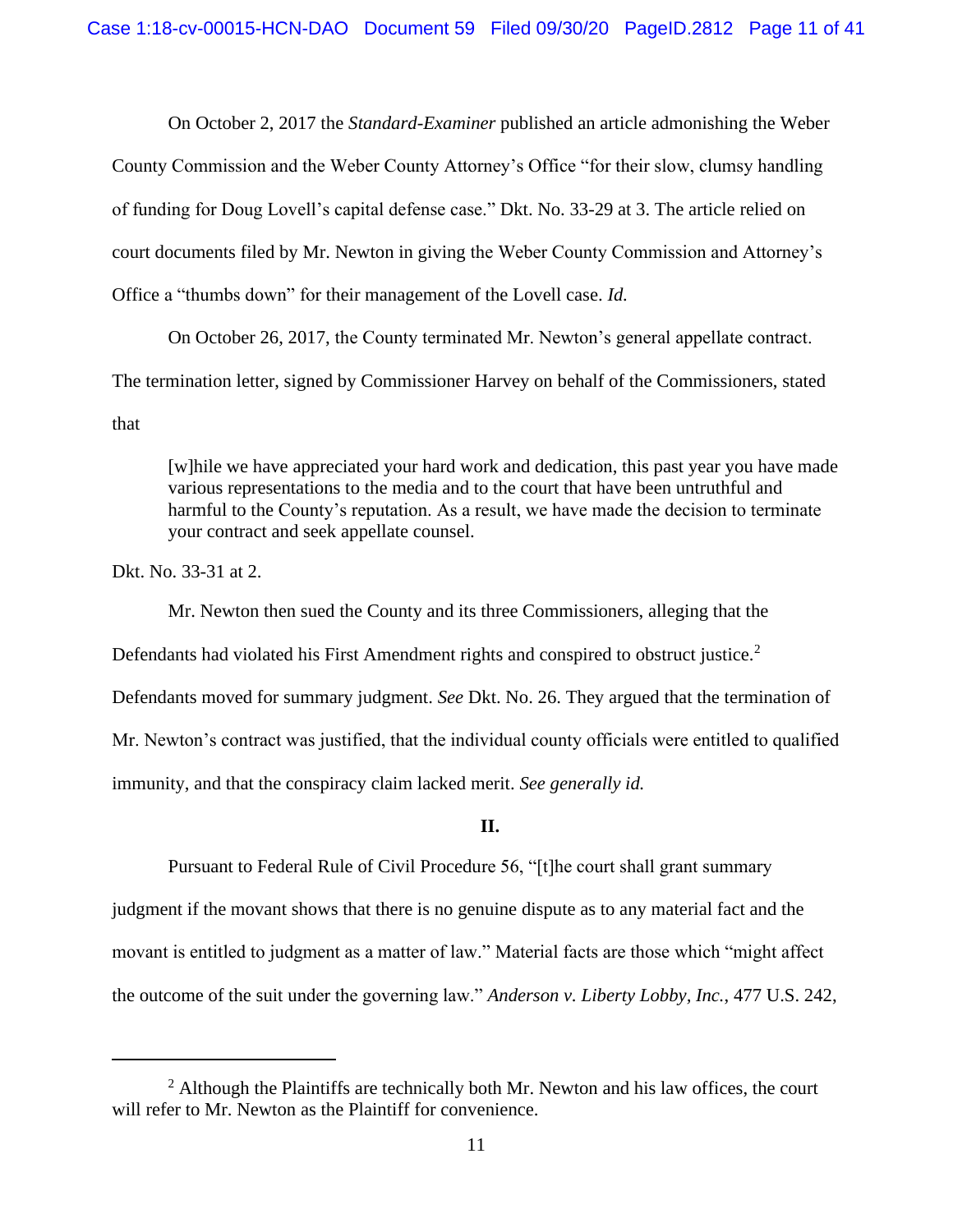On October 2, 2017 the *Standard-Examiner* published an article admonishing the Weber County Commission and the Weber County Attorney's Office "for their slow, clumsy handling of funding for Doug Lovell's capital defense case." Dkt. No. 33-29 at 3. The article relied on court documents filed by Mr. Newton in giving the Weber County Commission and Attorney's Office a "thumbs down" for their management of the Lovell case. *Id.*

On October 26, 2017, the County terminated Mr. Newton's general appellate contract. The termination letter, signed by Commissioner Harvey on behalf of the Commissioners, stated that

> [w]hile we have appreciated your hard work and dedication, this past year you have made various representations to the media and to the court that have been untruthful and harmful to the County's reputation. As a result, we have made the decision to terminate your contract and seek appellate counsel.

Dkt. No. 33-31 at 2.

Mr. Newton then sued the County and its three Commissioners, alleging that the Defendants had violated his First Amendment rights and conspired to obstruct justice.[2] Defendants moved for summary judgment. *See* Dkt. No. 26. They argued that the termination of Mr. Newton's contract was justified, that the individual county officials were entitled to qualified immunity, and that the conspiracy claim lacked merit. *See generally id.*

**II.**

Pursuant to Federal Rule of Civil Procedure 56, "[t]he court shall grant summary judgment if the movant shows that there is no genuine dispute as to any material fact and the movant is entitled to judgment as a matter of law." Material facts are those which "might affect the outcome of the suit under the governing law." *Anderson v. Liberty Lobby, Inc.*, 477 U.S. 242,

---

[2] Although the Plaintiffs are technically both Mr. Newton and his law offices, the court will refer to Mr. Newton as the Plaintiff for convenience.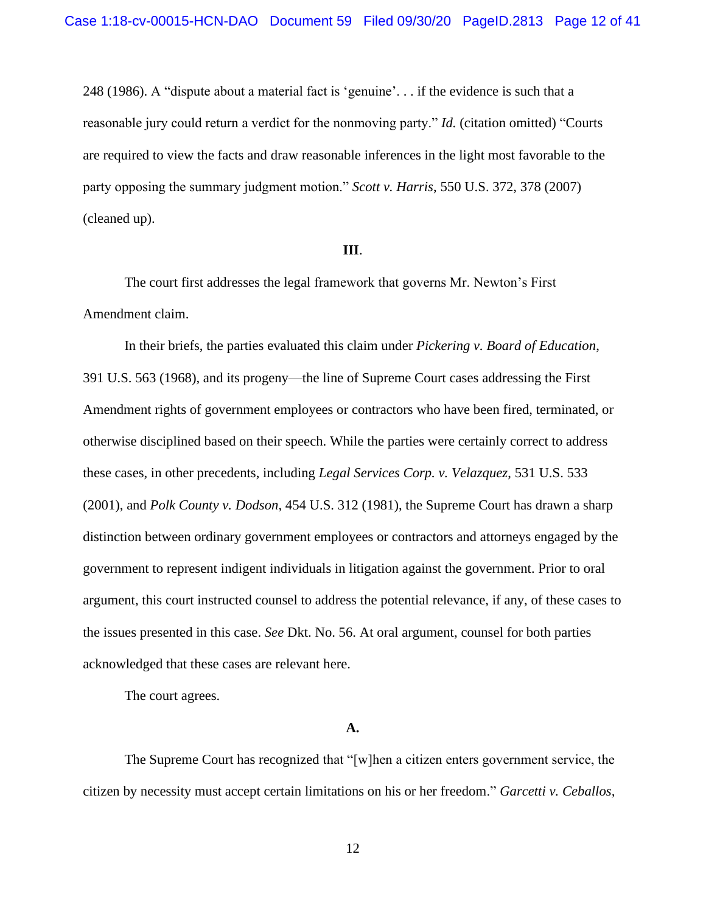248 (1986). A "dispute about a material fact is 'genuine'. . . if the evidence is such that a reasonable jury could return a verdict for the nonmoving party." *Id.* (citation omitted) "Courts are required to view the facts and draw reasonable inferences in the light most favorable to the party opposing the summary judgment motion." *Scott v. Harris*, 550 U.S. 372, 378 (2007) (cleaned up).

**III**.

The court first addresses the legal framework that governs Mr. Newton's First Amendment claim.

In their briefs, the parties evaluated this claim under *Pickering v. Board of Education*, 391 U.S. 563 (1968), and its progeny—the line of Supreme Court cases addressing the First Amendment rights of government employees or contractors who have been fired, terminated, or otherwise disciplined based on their speech. While the parties were certainly correct to address these cases, in other precedents, including *Legal Services Corp. v. Velazquez*, 531 U.S. 533 (2001), and *Polk County v. Dodson*, 454 U.S. 312 (1981), the Supreme Court has drawn a sharp distinction between ordinary government employees or contractors and attorneys engaged by the government to represent indigent individuals in litigation against the government. Prior to oral argument, this court instructed counsel to address the potential relevance, if any, of these cases to the issues presented in this case. *See* Dkt. No. 56. At oral argument, counsel for both parties acknowledged that these cases are relevant here.

The court agrees.

**A.**

The Supreme Court has recognized that "[w]hen a citizen enters government service, the citizen by necessity must accept certain limitations on his or her freedom." *Garcetti v. Ceballos*,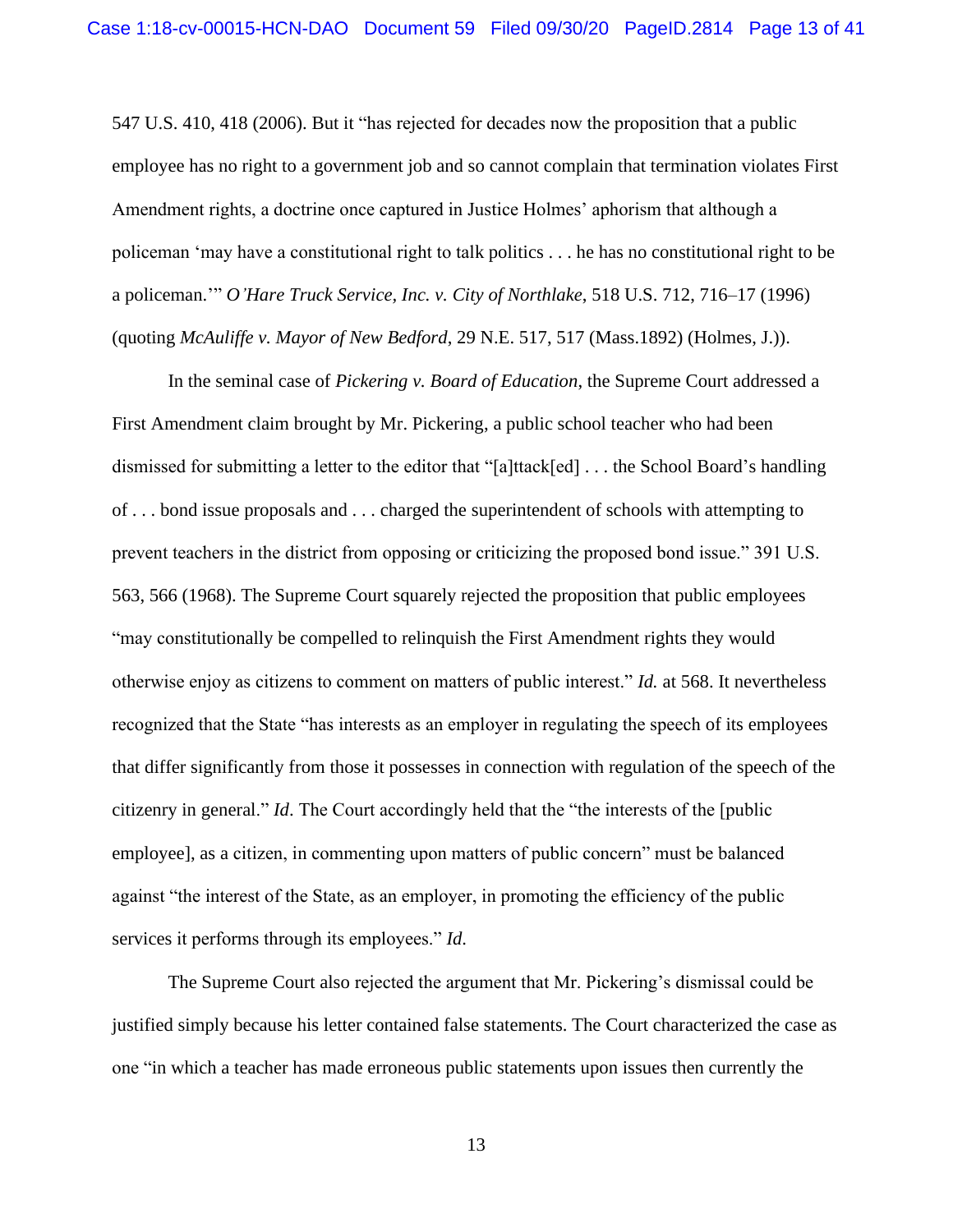547 U.S. 410, 418 (2006). But it "has rejected for decades now the proposition that a public employee has no right to a government job and so cannot complain that termination violates First Amendment rights, a doctrine once captured in Justice Holmes' aphorism that although a policeman 'may have a constitutional right to talk politics . . . he has no constitutional right to be a policeman.'" *O'Hare Truck Service, Inc. v. City of Northlake*, 518 U.S. 712, 716–17 (1996) (quoting *McAuliffe v. Mayor of New Bedford*, 29 N.E. 517, 517 (Mass.1892) (Holmes, J.)).

In the seminal case of *Pickering v. Board of Education*, the Supreme Court addressed a First Amendment claim brought by Mr. Pickering, a public school teacher who had been dismissed for submitting a letter to the editor that "[a]ttack[ed] . . . the School Board's handling of . . . bond issue proposals and . . . charged the superintendent of schools with attempting to prevent teachers in the district from opposing or criticizing the proposed bond issue." 391 U.S. 563, 566 (1968). The Supreme Court squarely rejected the proposition that public employees "may constitutionally be compelled to relinquish the First Amendment rights they would otherwise enjoy as citizens to comment on matters of public interest." *Id.* at 568. It nevertheless recognized that the State "has interests as an employer in regulating the speech of its employees that differ significantly from those it possesses in connection with regulation of the speech of the citizenry in general." *Id*. The Court accordingly held that the "the interests of the [public employee], as a citizen, in commenting upon matters of public concern" must be balanced against "the interest of the State, as an employer, in promoting the efficiency of the public services it performs through its employees." *Id.*

The Supreme Court also rejected the argument that Mr. Pickering's dismissal could be justified simply because his letter contained false statements. The Court characterized the case as one "in which a teacher has made erroneous public statements upon issues then currently the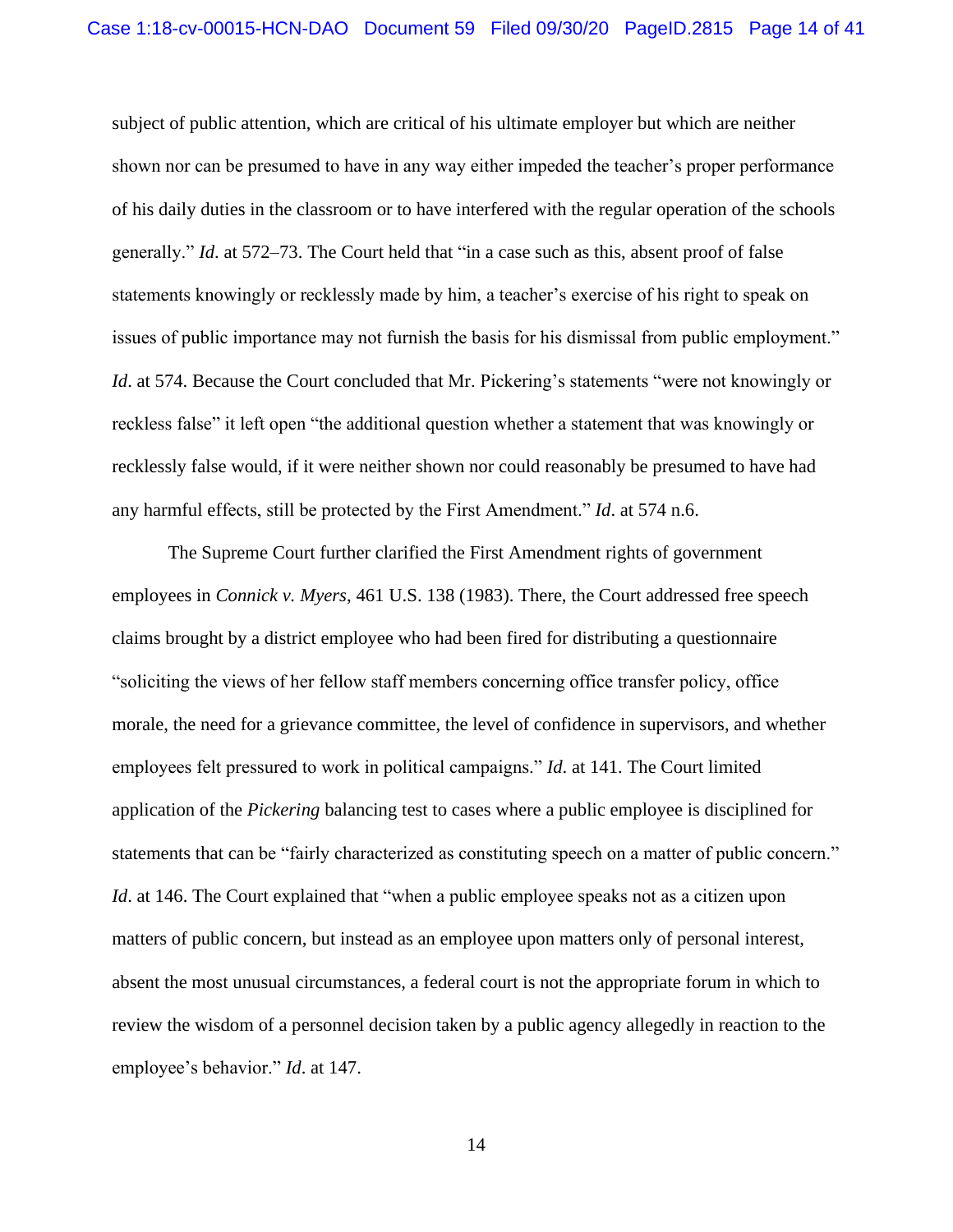subject of public attention, which are critical of his ultimate employer but which are neither shown nor can be presumed to have in any way either impeded the teacher's proper performance of his daily duties in the classroom or to have interfered with the regular operation of the schools generally." *Id*. at 572–73. The Court held that "in a case such as this, absent proof of false statements knowingly or recklessly made by him, a teacher's exercise of his right to speak on issues of public importance may not furnish the basis for his dismissal from public employment." *Id*. at 574. Because the Court concluded that Mr. Pickering's statements "were not knowingly or reckless false" it left open "the additional question whether a statement that was knowingly or recklessly false would, if it were neither shown nor could reasonably be presumed to have had any harmful effects, still be protected by the First Amendment." *Id*. at 574 n.6.

The Supreme Court further clarified the First Amendment rights of government employees in *Connick v. Myers*, 461 U.S. 138 (1983). There, the Court addressed free speech claims brought by a district employee who had been fired for distributing a questionnaire "soliciting the views of her fellow staff members concerning office transfer policy, office morale, the need for a grievance committee, the level of confidence in supervisors, and whether employees felt pressured to work in political campaigns." *Id*. at 141. The Court limited application of the *Pickering* balancing test to cases where a public employee is disciplined for statements that can be "fairly characterized as constituting speech on a matter of public concern." *Id*. at 146. The Court explained that "when a public employee speaks not as a citizen upon matters of public concern, but instead as an employee upon matters only of personal interest, absent the most unusual circumstances, a federal court is not the appropriate forum in which to review the wisdom of a personnel decision taken by a public agency allegedly in reaction to the employee's behavior." *Id*. at 147.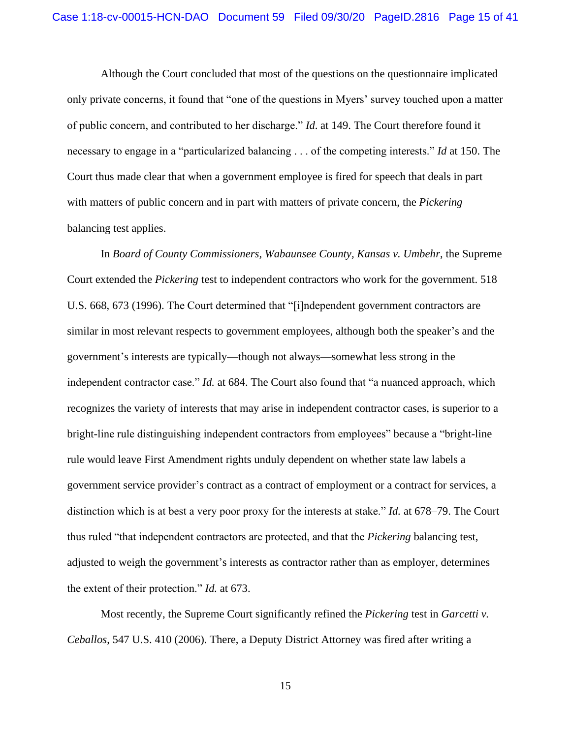Although the Court concluded that most of the questions on the questionnaire implicated only private concerns, it found that "one of the questions in Myers' survey touched upon a matter of public concern, and contributed to her discharge." *Id*. at 149. The Court therefore found it necessary to engage in a "particularized balancing . . . of the competing interests." *Id* at 150. The Court thus made clear that when a government employee is fired for speech that deals in part with matters of public concern and in part with matters of private concern, the *Pickering* balancing test applies.

In *Board of County Commissioners, Wabaunsee County, Kansas v. Umbehr*, the Supreme Court extended the *Pickering* test to independent contractors who work for the government. 518 U.S. 668, 673 (1996). The Court determined that "[i]ndependent government contractors are similar in most relevant respects to government employees, although both the speaker's and the government's interests are typically—though not always—somewhat less strong in the independent contractor case." *Id.* at 684. The Court also found that "a nuanced approach, which recognizes the variety of interests that may arise in independent contractor cases, is superior to a bright-line rule distinguishing independent contractors from employees" because a "bright-line rule would leave First Amendment rights unduly dependent on whether state law labels a government service provider's contract as a contract of employment or a contract for services, a distinction which is at best a very poor proxy for the interests at stake." *Id.* at 678–79. The Court thus ruled "that independent contractors are protected, and that the *Pickering* balancing test, adjusted to weigh the government's interests as contractor rather than as employer, determines the extent of their protection." *Id.* at 673.

Most recently, the Supreme Court significantly refined the *Pickering* test in *Garcetti v. Ceballos*, 547 U.S. 410 (2006). There, a Deputy District Attorney was fired after writing a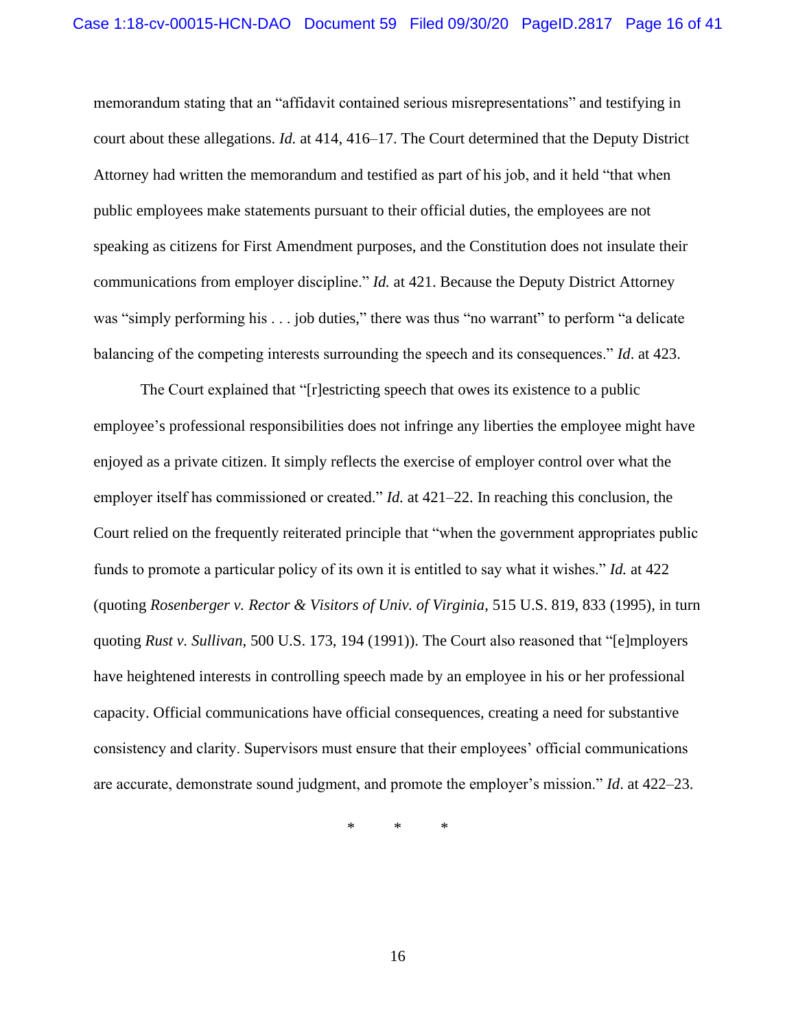memorandum stating that an "affidavit contained serious misrepresentations" and testifying in court about these allegations. *Id.* at 414, 416–17. The Court determined that the Deputy District Attorney had written the memorandum and testified as part of his job, and it held "that when public employees make statements pursuant to their official duties, the employees are not speaking as citizens for First Amendment purposes, and the Constitution does not insulate their communications from employer discipline." *Id.* at 421. Because the Deputy District Attorney was "simply performing his . . . job duties," there was thus "no warrant" to perform "a delicate balancing of the competing interests surrounding the speech and its consequences." *Id*. at 423.

The Court explained that "[r]estricting speech that owes its existence to a public employee's professional responsibilities does not infringe any liberties the employee might have enjoyed as a private citizen. It simply reflects the exercise of employer control over what the employer itself has commissioned or created." *Id.* at 421–22. In reaching this conclusion, the Court relied on the frequently reiterated principle that "when the government appropriates public funds to promote a particular policy of its own it is entitled to say what it wishes." *Id.* at 422 (quoting *Rosenberger v. Rector & Visitors of Univ. of Virginia*, 515 U.S. 819, 833 (1995), in turn quoting *Rust v. Sullivan*, 500 U.S. 173, 194 (1991)). The Court also reasoned that "[e]mployers have heightened interests in controlling speech made by an employee in his or her professional capacity. Official communications have official consequences, creating a need for substantive consistency and clarity. Supervisors must ensure that their employees' official communications are accurate, demonstrate sound judgment, and promote the employer's mission." *Id*. at 422–23.

\* \* \*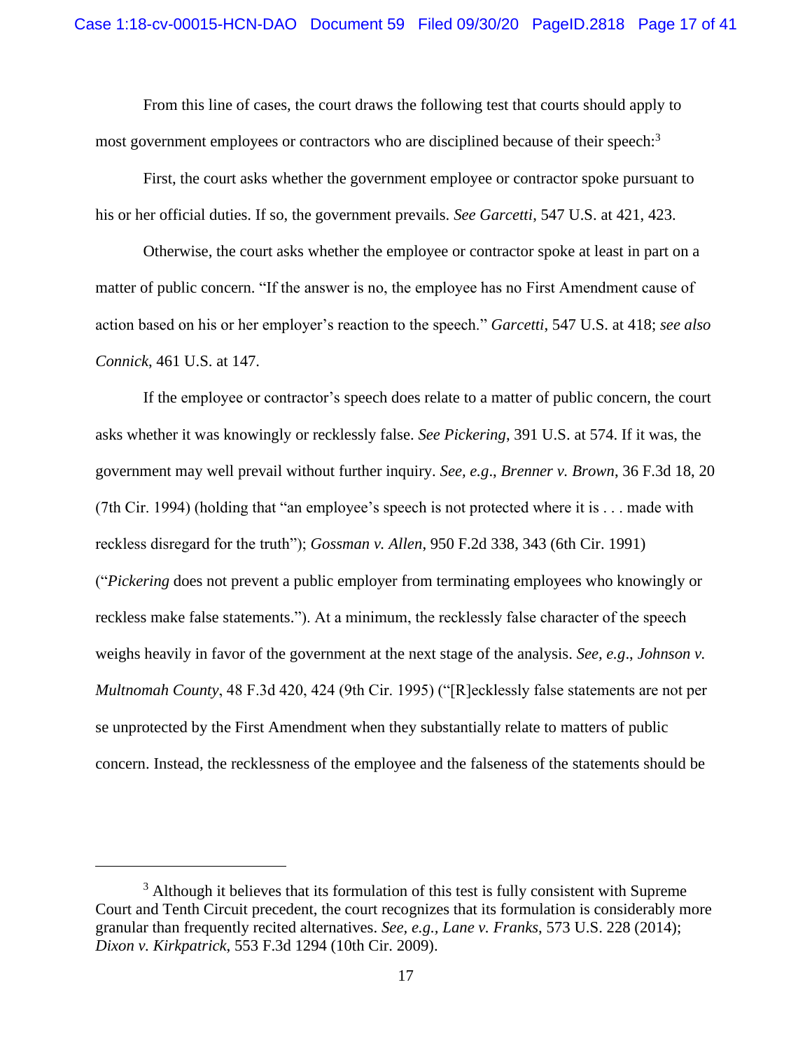From this line of cases, the court draws the following test that courts should apply to most government employees or contractors who are disciplined because of their speech:[3]

First, the court asks whether the government employee or contractor spoke pursuant to his or her official duties. If so, the government prevails. *See Garcetti*, 547 U.S. at 421, 423.

Otherwise, the court asks whether the employee or contractor spoke at least in part on a matter of public concern. "If the answer is no, the employee has no First Amendment cause of action based on his or her employer's reaction to the speech." *Garcetti*, 547 U.S. at 418; *see also Connick*, 461 U.S. at 147.

If the employee or contractor's speech does relate to a matter of public concern, the court asks whether it was knowingly or recklessly false. *See Pickering*, 391 U.S. at 574. If it was, the government may well prevail without further inquiry. *See, e.g.*, *Brenner v. Brown*, 36 F.3d 18, 20 (7th Cir. 1994) (holding that "an employee's speech is not protected where it is . . . made with reckless disregard for the truth"); *Gossman v. Allen*, 950 F.2d 338, 343 (6th Cir. 1991) ("*Pickering* does not prevent a public employer from terminating employees who knowingly or reckless make false statements."). At a minimum, the recklessly false character of the speech weighs heavily in favor of the government at the next stage of the analysis. *See, e.g.*, *Johnson v. Multnomah County*, 48 F.3d 420, 424 (9th Cir. 1995) ("[R]ecklessly false statements are not per se unprotected by the First Amendment when they substantially relate to matters of public concern. Instead, the recklessness of the employee and the falseness of the statements should be

---

[3] Although it believes that its formulation of this test is fully consistent with Supreme Court and Tenth Circuit precedent, the court recognizes that its formulation is considerably more granular than frequently recited alternatives. *See, e.g., Lane v. Franks*, 573 U.S. 228 (2014); *Dixon v. Kirkpatrick*, 553 F.3d 1294 (10th Cir. 2009).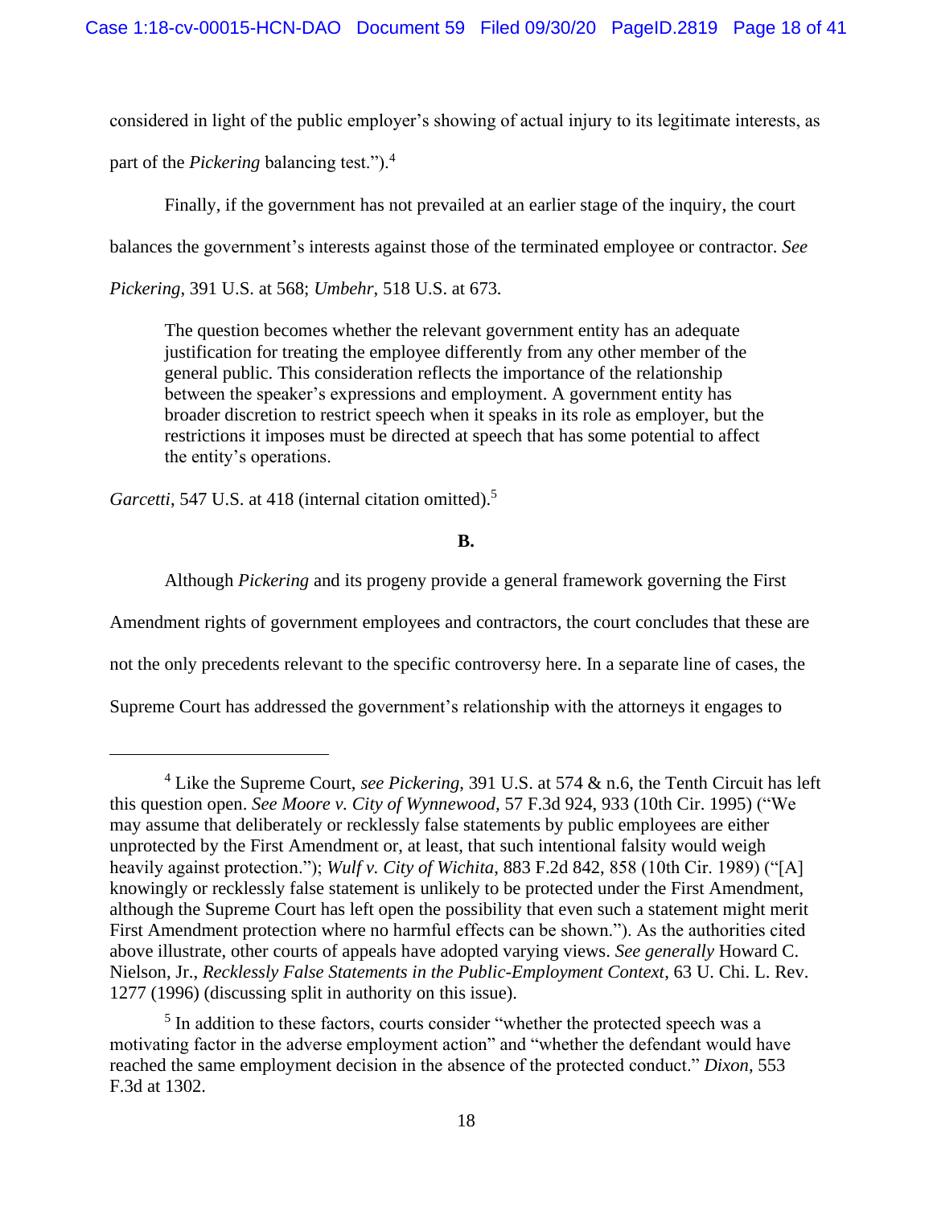considered in light of the public employer's showing of actual injury to its legitimate interests, as part of the *Pickering* balancing test.").[4]

Finally, if the government has not prevailed at an earlier stage of the inquiry, the court balances the government's interests against those of the terminated employee or contractor. *See Pickering*, 391 U.S. at 568; *Umbehr*, 518 U.S. at 673.

> The question becomes whether the relevant government entity has an adequate justification for treating the employee differently from any other member of the general public. This consideration reflects the importance of the relationship between the speaker's expressions and employment. A government entity has broader discretion to restrict speech when it speaks in its role as employer, but the restrictions it imposes must be directed at speech that has some potential to affect the entity's operations.

*Garcetti*, 547 U.S. at 418 (internal citation omitted).[5]

**B.**

Although *Pickering* and its progeny provide a general framework governing the First Amendment rights of government employees and contractors, the court concludes that these are not the only precedents relevant to the specific controversy here. In a separate line of cases, the Supreme Court has addressed the government's relationship with the attorneys it engages to

---

[4] Like the Supreme Court, *see Pickering*, 391 U.S. at 574 & n.6, the Tenth Circuit has left this question open. *See Moore v. City of Wynnewood*, 57 F.3d 924, 933 (10th Cir. 1995) ("We may assume that deliberately or recklessly false statements by public employees are either unprotected by the First Amendment or, at least, that such intentional falsity would weigh heavily against protection."); *Wulf v. City of Wichita*, 883 F.2d 842, 858 (10th Cir. 1989) ("[A] knowingly or recklessly false statement is unlikely to be protected under the First Amendment, although the Supreme Court has left open the possibility that even such a statement might merit First Amendment protection where no harmful effects can be shown."). As the authorities cited above illustrate, other courts of appeals have adopted varying views. *See generally* Howard C. Nielson, Jr., *Recklessly False Statements in the Public-Employment Context*, 63 U. Chi. L. Rev. 1277 (1996) (discussing split in authority on this issue).

[5] In addition to these factors, courts consider "whether the protected speech was a motivating factor in the adverse employment action" and "whether the defendant would have reached the same employment decision in the absence of the protected conduct." *Dixon*, 553 F.3d at 1302.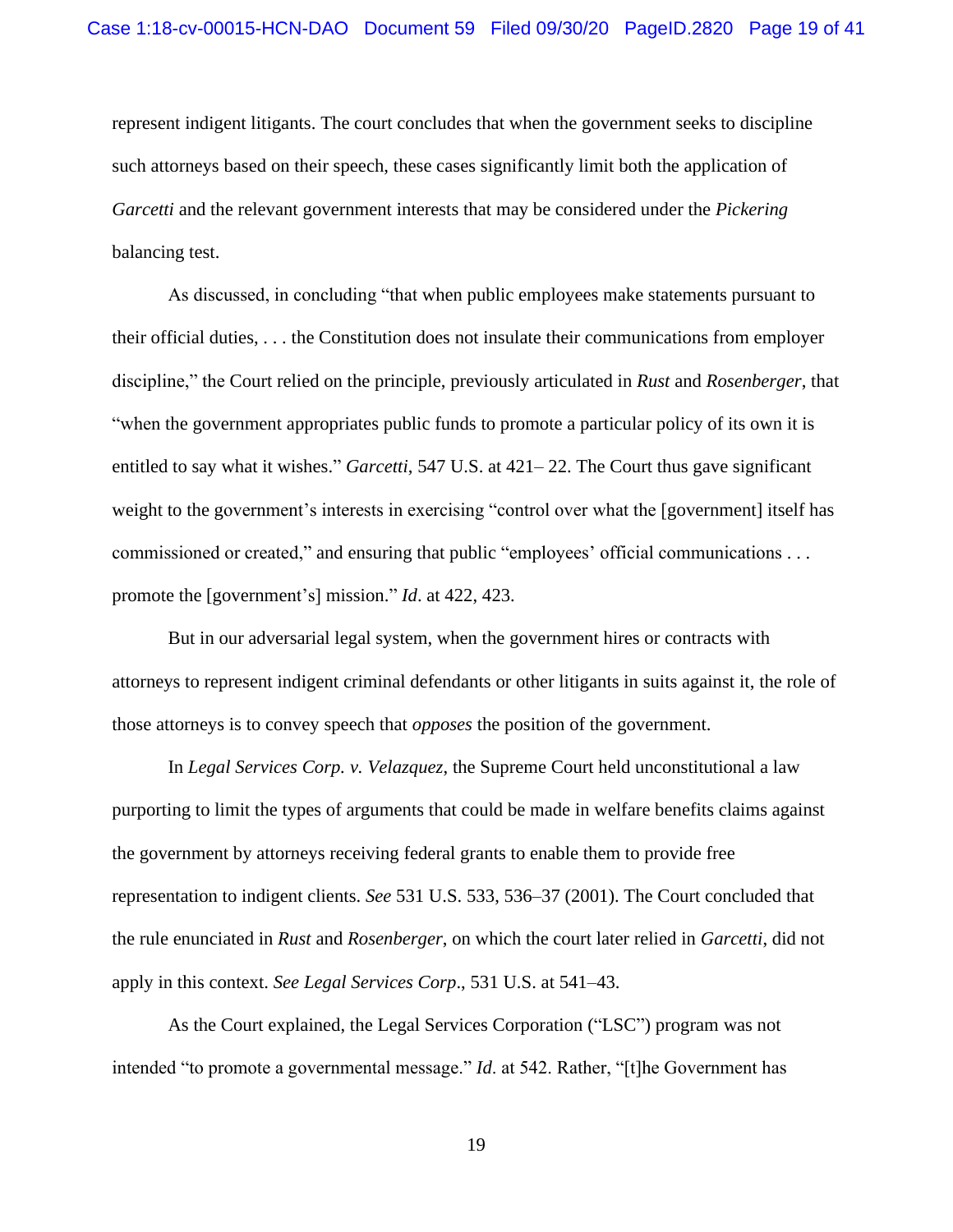represent indigent litigants. The court concludes that when the government seeks to discipline such attorneys based on their speech, these cases significantly limit both the application of *Garcetti* and the relevant government interests that may be considered under the *Pickering* balancing test.

As discussed, in concluding "that when public employees make statements pursuant to their official duties, . . . the Constitution does not insulate their communications from employer discipline," the Court relied on the principle, previously articulated in *Rust* and *Rosenberger*, that "when the government appropriates public funds to promote a particular policy of its own it is entitled to say what it wishes." *Garcetti*, 547 U.S. at 421– 22. The Court thus gave significant weight to the government's interests in exercising "control over what the [government] itself has commissioned or created," and ensuring that public "employees' official communications . . . promote the [government's] mission." *Id*. at 422, 423.

But in our adversarial legal system, when the government hires or contracts with attorneys to represent indigent criminal defendants or other litigants in suits against it, the role of those attorneys is to convey speech that *opposes* the position of the government.

In *Legal Services Corp. v. Velazquez*, the Supreme Court held unconstitutional a law purporting to limit the types of arguments that could be made in welfare benefits claims against the government by attorneys receiving federal grants to enable them to provide free representation to indigent clients. *See* 531 U.S. 533, 536–37 (2001). The Court concluded that the rule enunciated in *Rust* and *Rosenberger*, on which the court later relied in *Garcetti*, did not apply in this context. *See Legal Services Corp*., 531 U.S. at 541–43.

As the Court explained, the Legal Services Corporation ("LSC") program was not intended "to promote a governmental message." *Id*. at 542. Rather, "[t]he Government has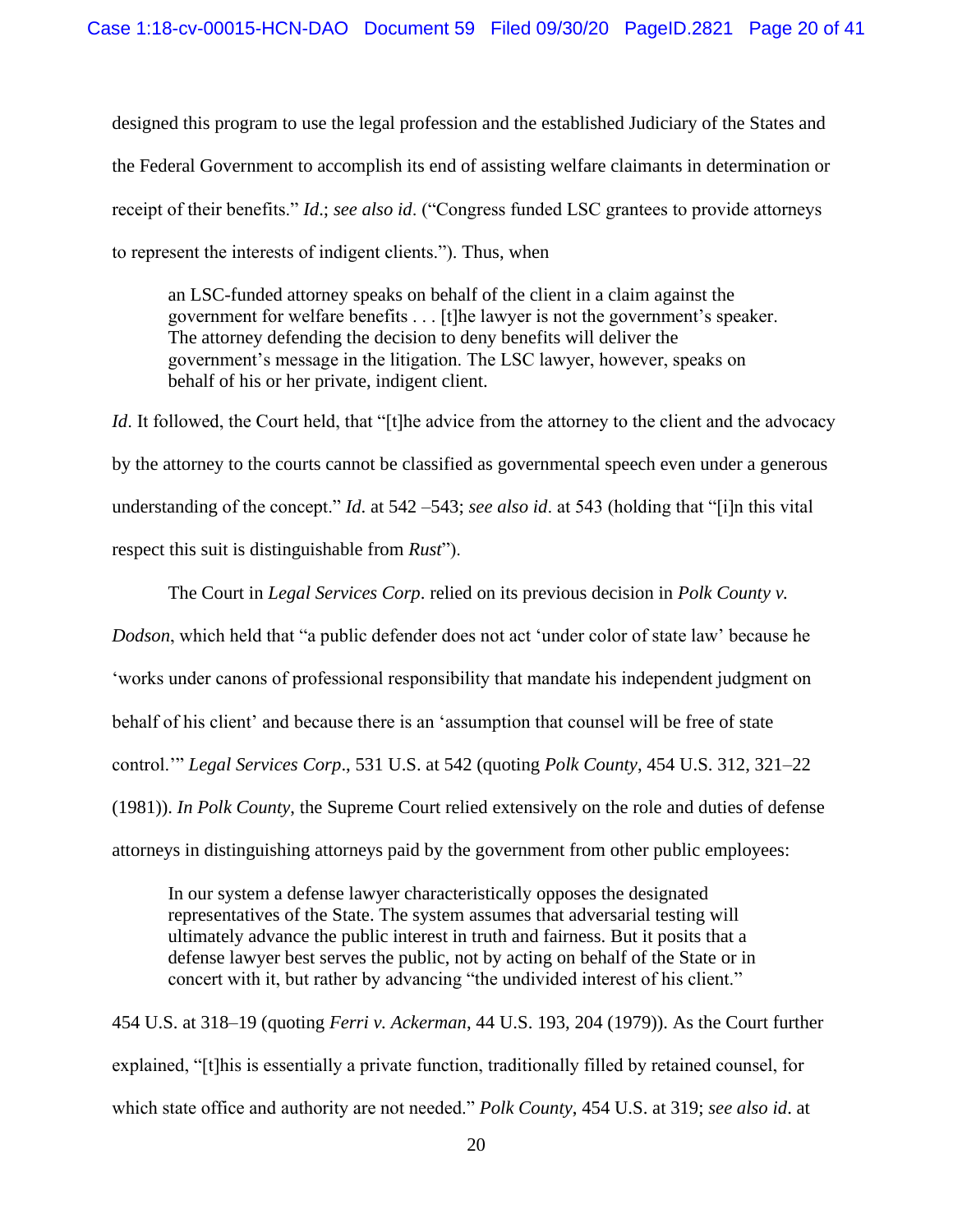designed this program to use the legal profession and the established Judiciary of the States and the Federal Government to accomplish its end of assisting welfare claimants in determination or receipt of their benefits." *Id*.; *see also id*. ("Congress funded LSC grantees to provide attorneys to represent the interests of indigent clients."). Thus, when

> an LSC-funded attorney speaks on behalf of the client in a claim against the government for welfare benefits . . . [t]he lawyer is not the government's speaker. The attorney defending the decision to deny benefits will deliver the government's message in the litigation. The LSC lawyer, however, speaks on behalf of his or her private, indigent client.

*Id*. It followed, the Court held, that "[t]he advice from the attorney to the client and the advocacy by the attorney to the courts cannot be classified as governmental speech even under a generous understanding of the concept." *Id*. at 542 –543; *see also id*. at 543 (holding that "[i]n this vital respect this suit is distinguishable from *Rust*").

The Court in *Legal Services Corp*. relied on its previous decision in *Polk County v. Dodson*, which held that "a public defender does not act 'under color of state law' because he 'works under canons of professional responsibility that mandate his independent judgment on behalf of his client' and because there is an 'assumption that counsel will be free of state control.'" *Legal Services Corp*., 531 U.S. at 542 (quoting *Polk County*, 454 U.S. 312, 321–22 (1981)). *In Polk County*, the Supreme Court relied extensively on the role and duties of defense attorneys in distinguishing attorneys paid by the government from other public employees:

> In our system a defense lawyer characteristically opposes the designated representatives of the State. The system assumes that adversarial testing will ultimately advance the public interest in truth and fairness. But it posits that a defense lawyer best serves the public, not by acting on behalf of the State or in concert with it, but rather by advancing "the undivided interest of his client."

454 U.S. at 318–19 (quoting *Ferri v. Ackerman*, 44 U.S. 193, 204 (1979)). As the Court further explained, "[t]his is essentially a private function, traditionally filled by retained counsel, for which state office and authority are not needed." *Polk County*, 454 U.S. at 319; *see also id*. at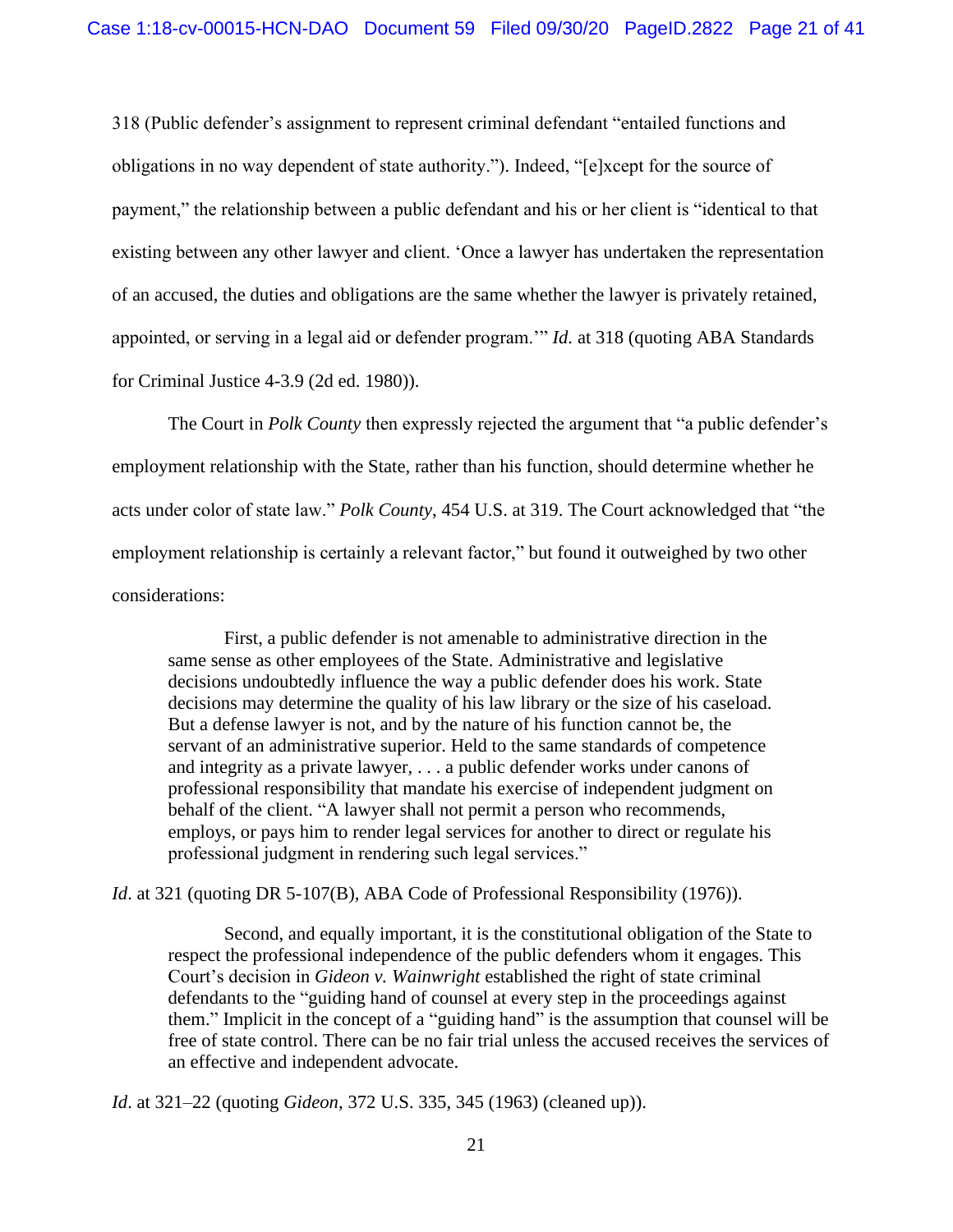318 (Public defender's assignment to represent criminal defendant "entailed functions and obligations in no way dependent of state authority."). Indeed, "[e]xcept for the source of payment," the relationship between a public defendant and his or her client is "identical to that existing between any other lawyer and client. 'Once a lawyer has undertaken the representation of an accused, the duties and obligations are the same whether the lawyer is privately retained, appointed, or serving in a legal aid or defender program.'" *Id*. at 318 (quoting ABA Standards for Criminal Justice 4-3.9 (2d ed. 1980)).

The Court in *Polk County* then expressly rejected the argument that "a public defender's employment relationship with the State, rather than his function, should determine whether he acts under color of state law." *Polk County*, 454 U.S. at 319. The Court acknowledged that "the employment relationship is certainly a relevant factor," but found it outweighed by two other considerations:

> First, a public defender is not amenable to administrative direction in the same sense as other employees of the State. Administrative and legislative decisions undoubtedly influence the way a public defender does his work. State decisions may determine the quality of his law library or the size of his caseload. But a defense lawyer is not, and by the nature of his function cannot be, the servant of an administrative superior. Held to the same standards of competence and integrity as a private lawyer, . . . a public defender works under canons of professional responsibility that mandate his exercise of independent judgment on behalf of the client. "A lawyer shall not permit a person who recommends, employs, or pays him to render legal services for another to direct or regulate his professional judgment in rendering such legal services."

*Id*. at 321 (quoting DR 5-107(B), ABA Code of Professional Responsibility (1976)).

> Second, and equally important, it is the constitutional obligation of the State to respect the professional independence of the public defenders whom it engages. This Court's decision in *Gideon v. Wainwright* established the right of state criminal defendants to the "guiding hand of counsel at every step in the proceedings against them." Implicit in the concept of a "guiding hand" is the assumption that counsel will be free of state control. There can be no fair trial unless the accused receives the services of an effective and independent advocate.

*Id*. at 321–22 (quoting *Gideon*, 372 U.S. 335, 345 (1963) (cleaned up)).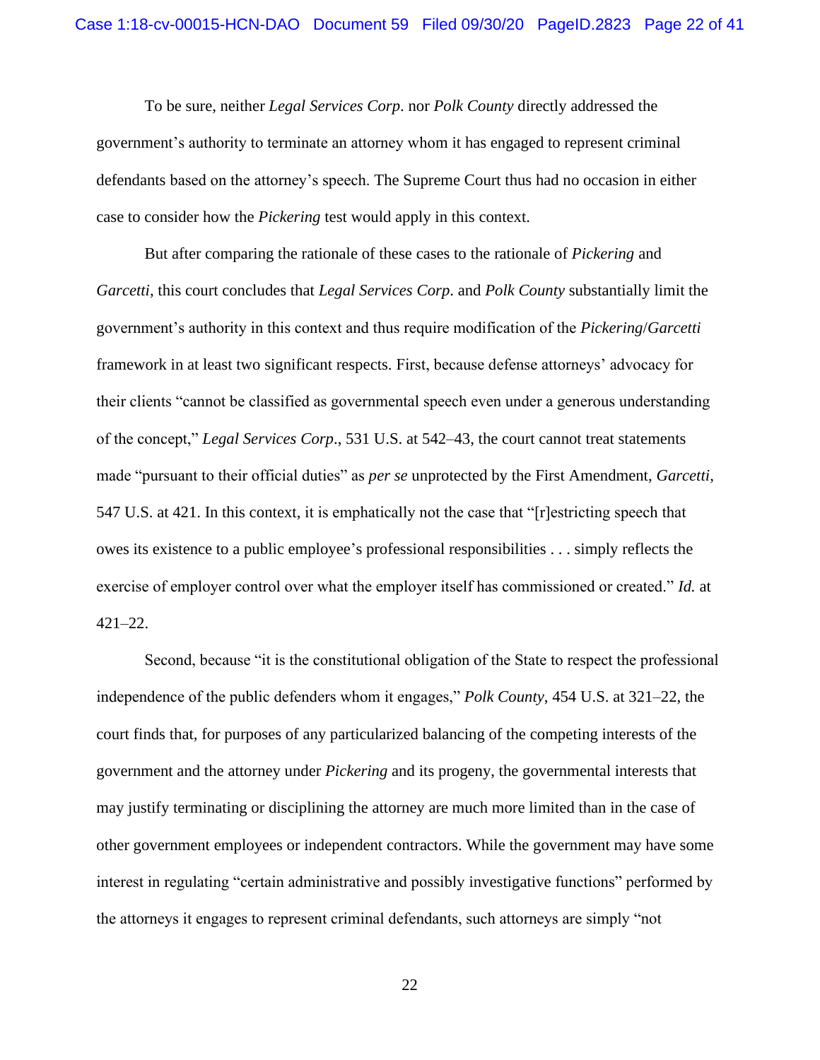To be sure, neither *Legal Services Corp*. nor *Polk County* directly addressed the government's authority to terminate an attorney whom it has engaged to represent criminal defendants based on the attorney's speech. The Supreme Court thus had no occasion in either case to consider how the *Pickering* test would apply in this context.

But after comparing the rationale of these cases to the rationale of *Pickering* and *Garcetti*, this court concludes that *Legal Services Corp*. and *Polk County* substantially limit the government's authority in this context and thus require modification of the *Pickering*/*Garcetti* framework in at least two significant respects. First, because defense attorneys' advocacy for their clients "cannot be classified as governmental speech even under a generous understanding of the concept," *Legal Services Corp*., 531 U.S. at 542–43, the court cannot treat statements made "pursuant to their official duties" as *per se* unprotected by the First Amendment, *Garcetti*, 547 U.S. at 421. In this context, it is emphatically not the case that "[r]estricting speech that owes its existence to a public employee's professional responsibilities . . . simply reflects the exercise of employer control over what the employer itself has commissioned or created." *Id.* at 421–22.

Second, because "it is the constitutional obligation of the State to respect the professional independence of the public defenders whom it engages," *Polk County*, 454 U.S. at 321–22, the court finds that, for purposes of any particularized balancing of the competing interests of the government and the attorney under *Pickering* and its progeny, the governmental interests that may justify terminating or disciplining the attorney are much more limited than in the case of other government employees or independent contractors. While the government may have some interest in regulating "certain administrative and possibly investigative functions" performed by the attorneys it engages to represent criminal defendants, such attorneys are simply "not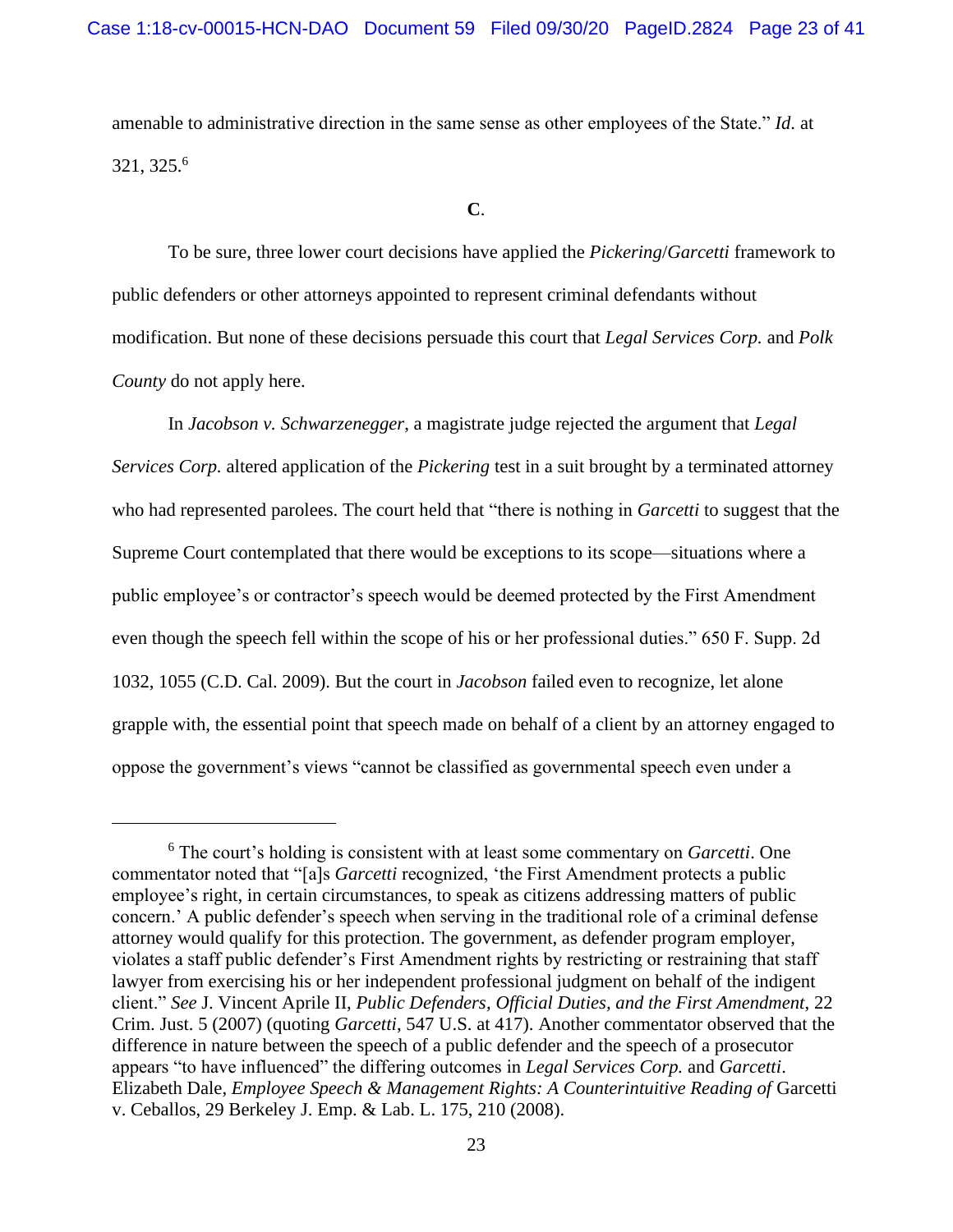amenable to administrative direction in the same sense as other employees of the State." *Id.* at 321, 325.[6]

**C**.

To be sure, three lower court decisions have applied the *Pickering*/*Garcetti* framework to public defenders or other attorneys appointed to represent criminal defendants without modification. But none of these decisions persuade this court that *Legal Services Corp.* and *Polk County* do not apply here.

In *Jacobson v. Schwarzenegger*, a magistrate judge rejected the argument that *Legal Services Corp.* altered application of the *Pickering* test in a suit brought by a terminated attorney who had represented parolees. The court held that "there is nothing in *Garcetti* to suggest that the Supreme Court contemplated that there would be exceptions to its scope—situations where a public employee's or contractor's speech would be deemed protected by the First Amendment even though the speech fell within the scope of his or her professional duties." 650 F. Supp. 2d 1032, 1055 (C.D. Cal. 2009). But the court in *Jacobson* failed even to recognize, let alone grapple with, the essential point that speech made on behalf of a client by an attorney engaged to oppose the government's views "cannot be classified as governmental speech even under a

---

[6] The court's holding is consistent with at least some commentary on *Garcetti*. One commentator noted that "[a]s *Garcetti* recognized, 'the First Amendment protects a public employee's right, in certain circumstances, to speak as citizens addressing matters of public concern.' A public defender's speech when serving in the traditional role of a criminal defense attorney would qualify for this protection. The government, as defender program employer, violates a staff public defender's First Amendment rights by restricting or restraining that staff lawyer from exercising his or her independent professional judgment on behalf of the indigent client." *See* J. Vincent Aprile II, *Public Defenders, Official Duties, and the First Amendment*, 22 Crim. Just. 5 (2007) (quoting *Garcetti*, 547 U.S. at 417). Another commentator observed that the difference in nature between the speech of a public defender and the speech of a prosecutor appears "to have influenced" the differing outcomes in *Legal Services Corp.* and *Garcetti*. Elizabeth Dale, *Employee Speech & Management Rights: A Counterintuitive Reading of* Garcetti v. Ceballos, 29 Berkeley J. Emp. & Lab. L. 175, 210 (2008).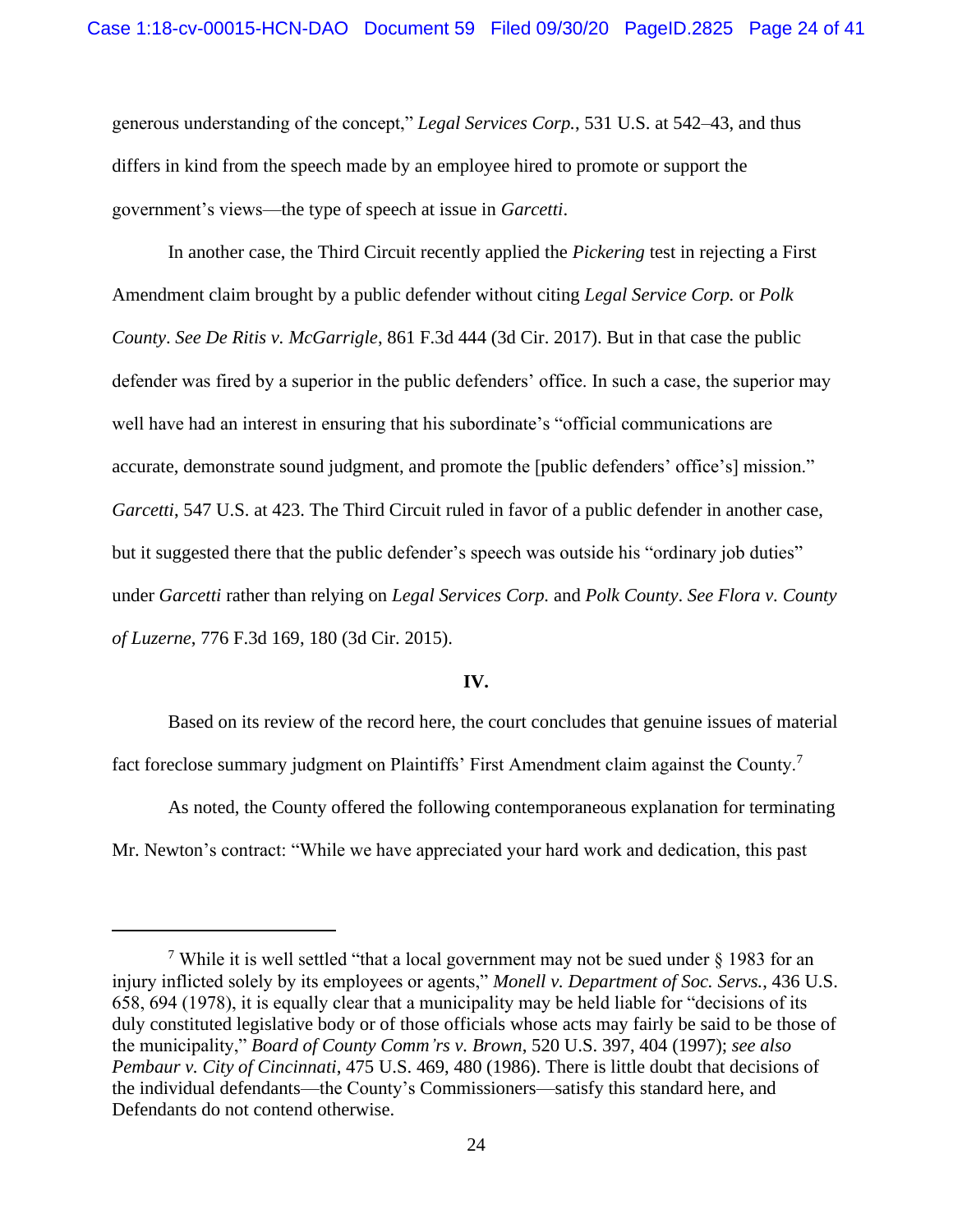generous understanding of the concept," *Legal Services Corp.*, 531 U.S. at 542–43, and thus differs in kind from the speech made by an employee hired to promote or support the government's views—the type of speech at issue in *Garcetti*.

In another case, the Third Circuit recently applied the *Pickering* test in rejecting a First Amendment claim brought by a public defender without citing *Legal Service Corp.* or *Polk County*. *See De Ritis v. McGarrigle*, 861 F.3d 444 (3d Cir. 2017). But in that case the public defender was fired by a superior in the public defenders' office. In such a case, the superior may well have had an interest in ensuring that his subordinate's "official communications are accurate, demonstrate sound judgment, and promote the [public defenders' office's] mission." *Garcetti*, 547 U.S. at 423. The Third Circuit ruled in favor of a public defender in another case, but it suggested there that the public defender's speech was outside his "ordinary job duties" under *Garcetti* rather than relying on *Legal Services Corp.* and *Polk County*. *See Flora v. County of Luzerne*, 776 F.3d 169, 180 (3d Cir. 2015).

## IV.

Based on its review of the record here, the court concludes that genuine issues of material fact foreclose summary judgment on Plaintiffs' First Amendment claim against the County.[7]

As noted, the County offered the following contemporaneous explanation for terminating Mr. Newton's contract: "While we have appreciated your hard work and dedication, this past

---

[7] While it is well settled "that a local government may not be sued under § 1983 for an injury inflicted solely by its employees or agents," *Monell v. Department of Soc. Servs.*, 436 U.S. 658, 694 (1978), it is equally clear that a municipality may be held liable for "decisions of its duly constituted legislative body or of those officials whose acts may fairly be said to be those of the municipality," *Board of County Comm'rs v. Brown*, 520 U.S. 397, 404 (1997); *see also Pembaur v. City of Cincinnati*, 475 U.S. 469, 480 (1986). There is little doubt that decisions of the individual defendants—the County's Commissioners—satisfy this standard here, and Defendants do not contend otherwise.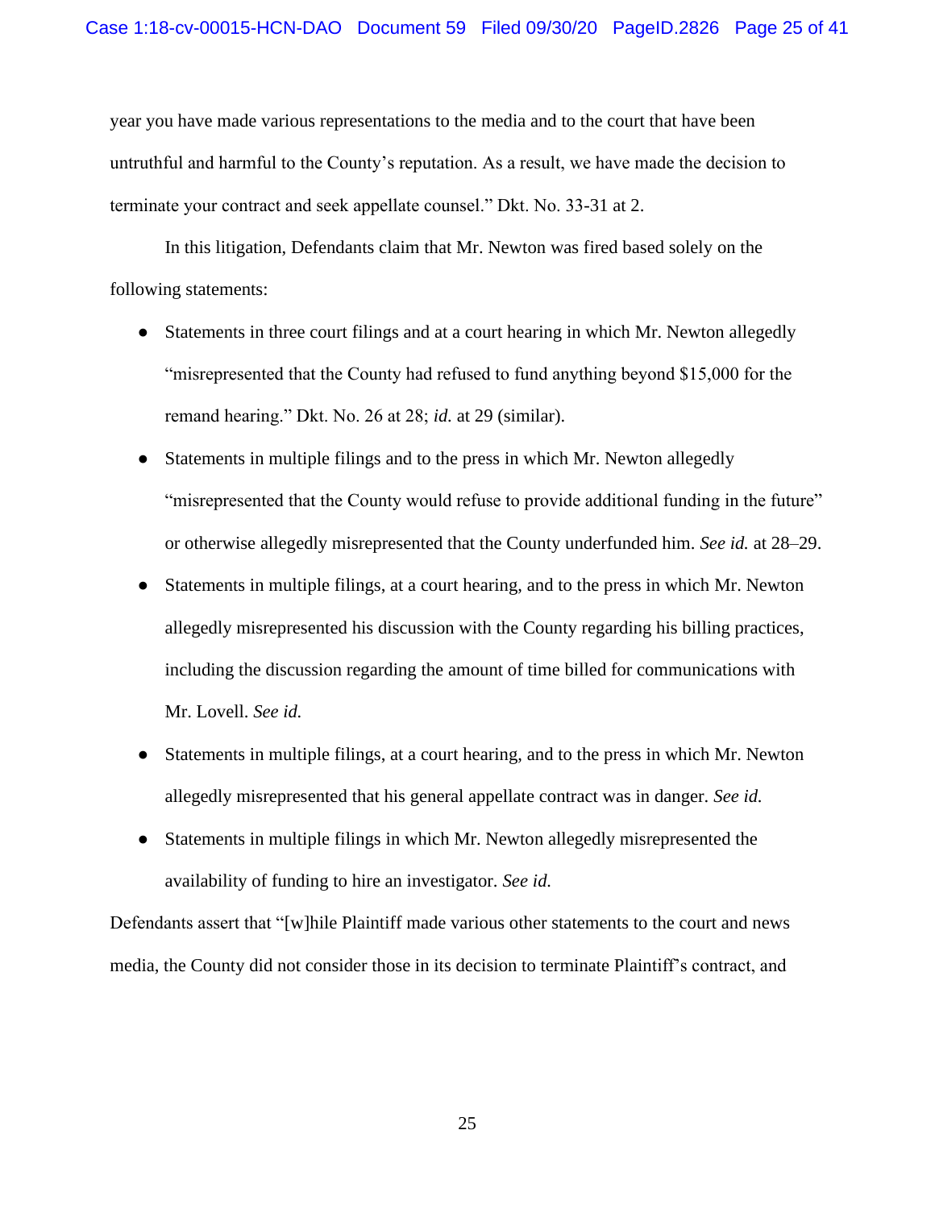year you have made various representations to the media and to the court that have been untruthful and harmful to the County's reputation. As a result, we have made the decision to terminate your contract and seek appellate counsel." Dkt. No. 33-31 at 2.

In this litigation, Defendants claim that Mr. Newton was fired based solely on the following statements:

- Statements in three court filings and at a court hearing in which Mr. Newton allegedly "misrepresented that the County had refused to fund anything beyond $15,000 for the remand hearing." Dkt. No. 26 at 28; *id.* at 29 (similar).
- Statements in multiple filings and to the press in which Mr. Newton allegedly "misrepresented that the County would refuse to provide additional funding in the future" or otherwise allegedly misrepresented that the County underfunded him. *See id.* at 28–29.
- Statements in multiple filings, at a court hearing, and to the press in which Mr. Newton allegedly misrepresented his discussion with the County regarding his billing practices, including the discussion regarding the amount of time billed for communications with Mr. Lovell. *See id.*
- Statements in multiple filings, at a court hearing, and to the press in which Mr. Newton allegedly misrepresented that his general appellate contract was in danger. *See id.*
- Statements in multiple filings in which Mr. Newton allegedly misrepresented the availability of funding to hire an investigator. *See id.*

Defendants assert that "[w]hile Plaintiff made various other statements to the court and news media, the County did not consider those in its decision to terminate Plaintiff's contract, and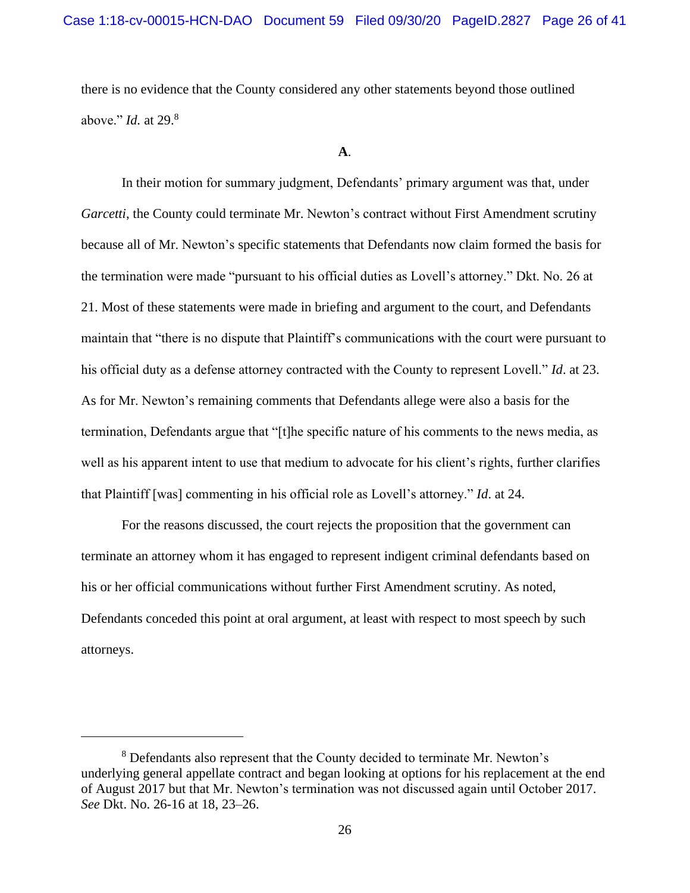there is no evidence that the County considered any other statements beyond those outlined above." *Id.* at 29.[8]

**A.**

In their motion for summary judgment, Defendants' primary argument was that, under *Garcetti*, the County could terminate Mr. Newton's contract without First Amendment scrutiny because all of Mr. Newton's specific statements that Defendants now claim formed the basis for the termination were made "pursuant to his official duties as Lovell's attorney." Dkt. No. 26 at 21. Most of these statements were made in briefing and argument to the court, and Defendants maintain that "there is no dispute that Plaintiff's communications with the court were pursuant to his official duty as a defense attorney contracted with the County to represent Lovell." *Id*. at 23. As for Mr. Newton's remaining comments that Defendants allege were also a basis for the termination, Defendants argue that "[t]he specific nature of his comments to the news media, as well as his apparent intent to use that medium to advocate for his client's rights, further clarifies that Plaintiff [was] commenting in his official role as Lovell's attorney." *Id*. at 24.

For the reasons discussed, the court rejects the proposition that the government can terminate an attorney whom it has engaged to represent indigent criminal defendants based on his or her official communications without further First Amendment scrutiny. As noted, Defendants conceded this point at oral argument, at least with respect to most speech by such attorneys.

---

[8] Defendants also represent that the County decided to terminate Mr. Newton's underlying general appellate contract and began looking at options for his replacement at the end of August 2017 but that Mr. Newton's termination was not discussed again until October 2017. *See* Dkt. No. 26-16 at 18, 23–26.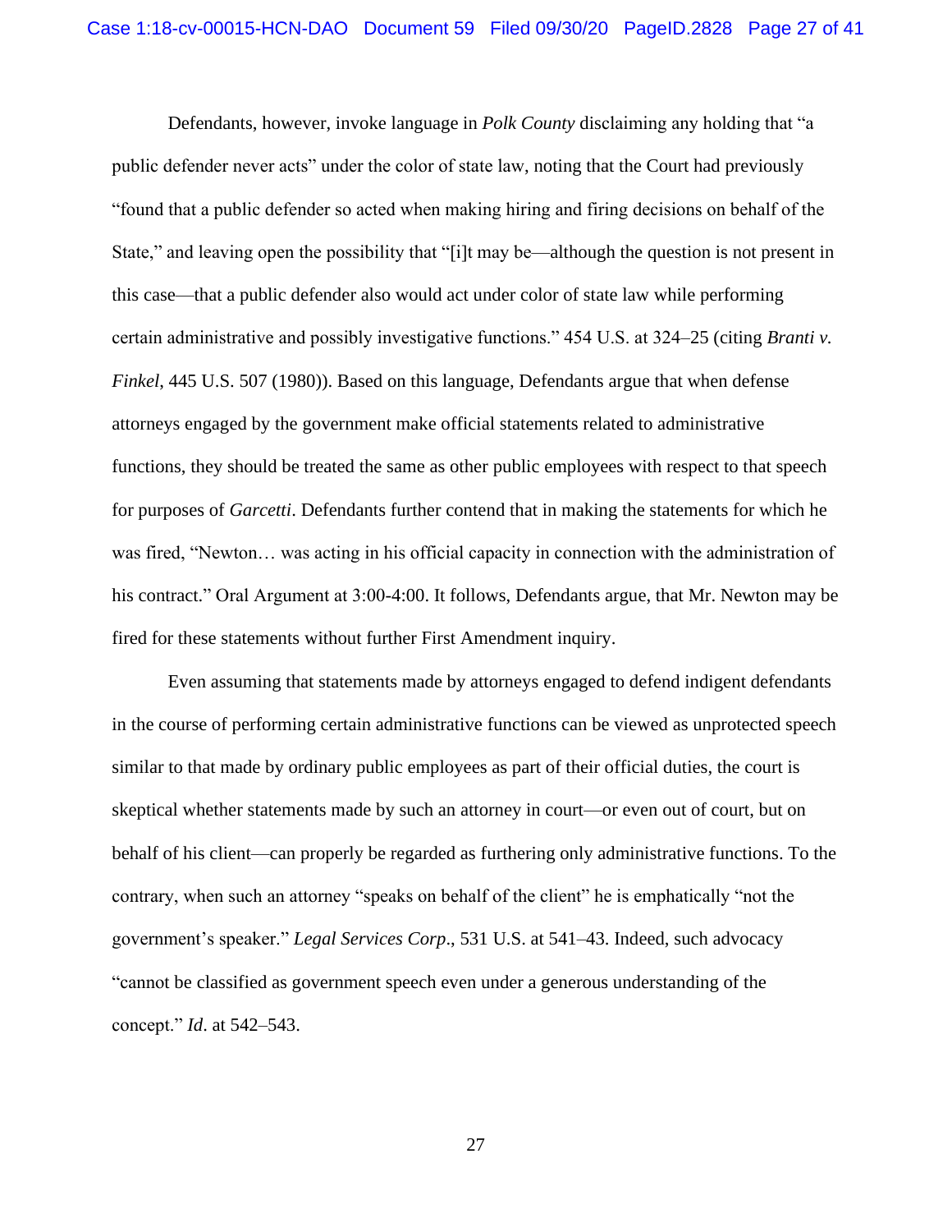Defendants, however, invoke language in *Polk County* disclaiming any holding that "a public defender never acts" under the color of state law, noting that the Court had previously "found that a public defender so acted when making hiring and firing decisions on behalf of the State," and leaving open the possibility that "[i]t may be—although the question is not present in this case—that a public defender also would act under color of state law while performing certain administrative and possibly investigative functions." 454 U.S. at 324–25 (citing *Branti v. Finkel*, 445 U.S. 507 (1980)). Based on this language, Defendants argue that when defense attorneys engaged by the government make official statements related to administrative functions, they should be treated the same as other public employees with respect to that speech for purposes of *Garcetti*. Defendants further contend that in making the statements for which he was fired, "Newton… was acting in his official capacity in connection with the administration of his contract." Oral Argument at 3:00-4:00. It follows, Defendants argue, that Mr. Newton may be fired for these statements without further First Amendment inquiry.

Even assuming that statements made by attorneys engaged to defend indigent defendants in the course of performing certain administrative functions can be viewed as unprotected speech similar to that made by ordinary public employees as part of their official duties, the court is skeptical whether statements made by such an attorney in court—or even out of court, but on behalf of his client—can properly be regarded as furthering only administrative functions. To the contrary, when such an attorney "speaks on behalf of the client" he is emphatically "not the government's speaker." *Legal Services Corp*., 531 U.S. at 541–43. Indeed, such advocacy "cannot be classified as government speech even under a generous understanding of the concept." *Id*. at 542–543.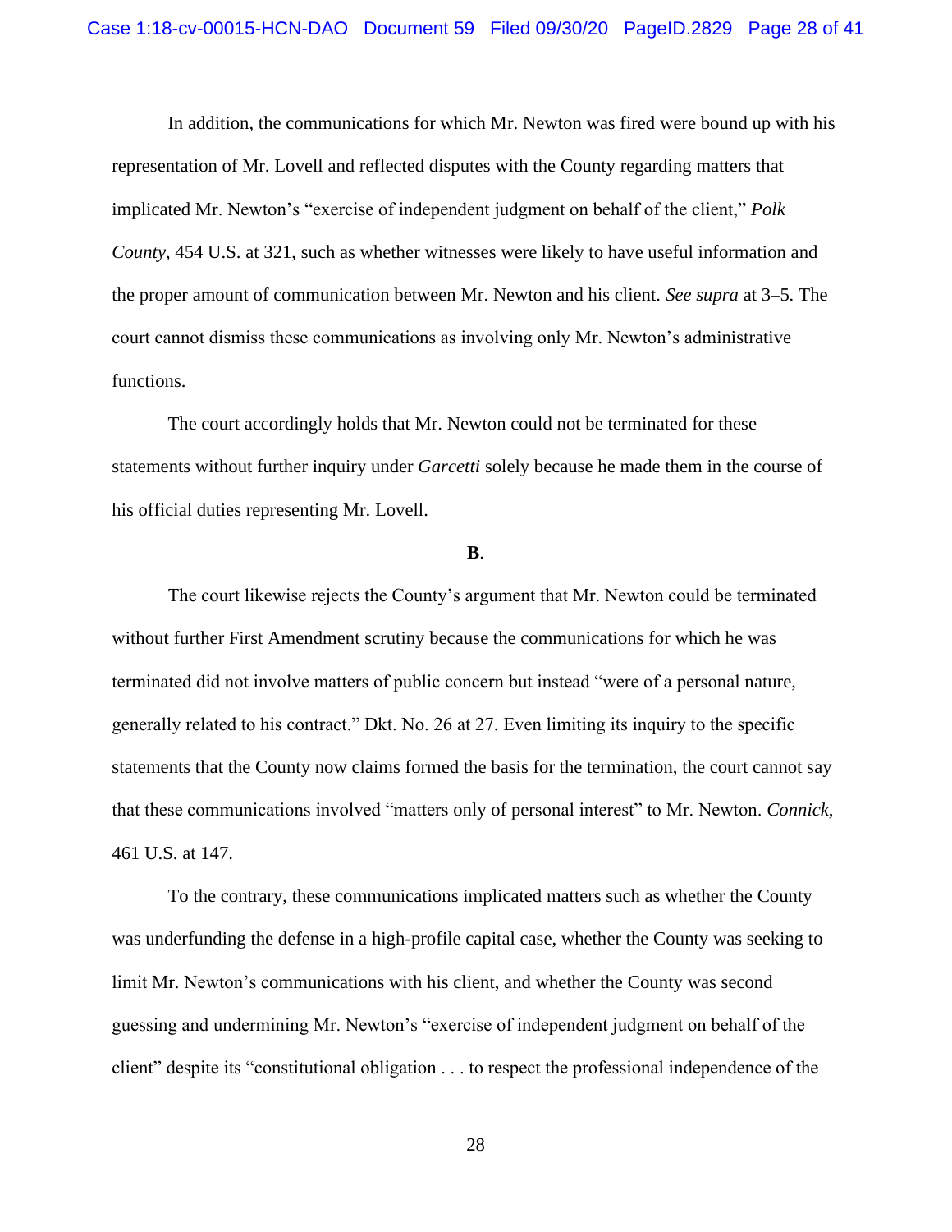In addition, the communications for which Mr. Newton was fired were bound up with his representation of Mr. Lovell and reflected disputes with the County regarding matters that implicated Mr. Newton's "exercise of independent judgment on behalf of the client," *Polk County*, 454 U.S. at 321, such as whether witnesses were likely to have useful information and the proper amount of communication between Mr. Newton and his client. *See supra* at 3–5. The court cannot dismiss these communications as involving only Mr. Newton's administrative functions.

The court accordingly holds that Mr. Newton could not be terminated for these statements without further inquiry under *Garcetti* solely because he made them in the course of his official duties representing Mr. Lovell.

**B.**

The court likewise rejects the County's argument that Mr. Newton could be terminated without further First Amendment scrutiny because the communications for which he was terminated did not involve matters of public concern but instead "were of a personal nature, generally related to his contract." Dkt. No. 26 at 27. Even limiting its inquiry to the specific statements that the County now claims formed the basis for the termination, the court cannot say that these communications involved "matters only of personal interest" to Mr. Newton. *Connick*, 461 U.S. at 147.

To the contrary, these communications implicated matters such as whether the County was underfunding the defense in a high-profile capital case, whether the County was seeking to limit Mr. Newton's communications with his client, and whether the County was second guessing and undermining Mr. Newton's "exercise of independent judgment on behalf of the client" despite its "constitutional obligation . . . to respect the professional independence of the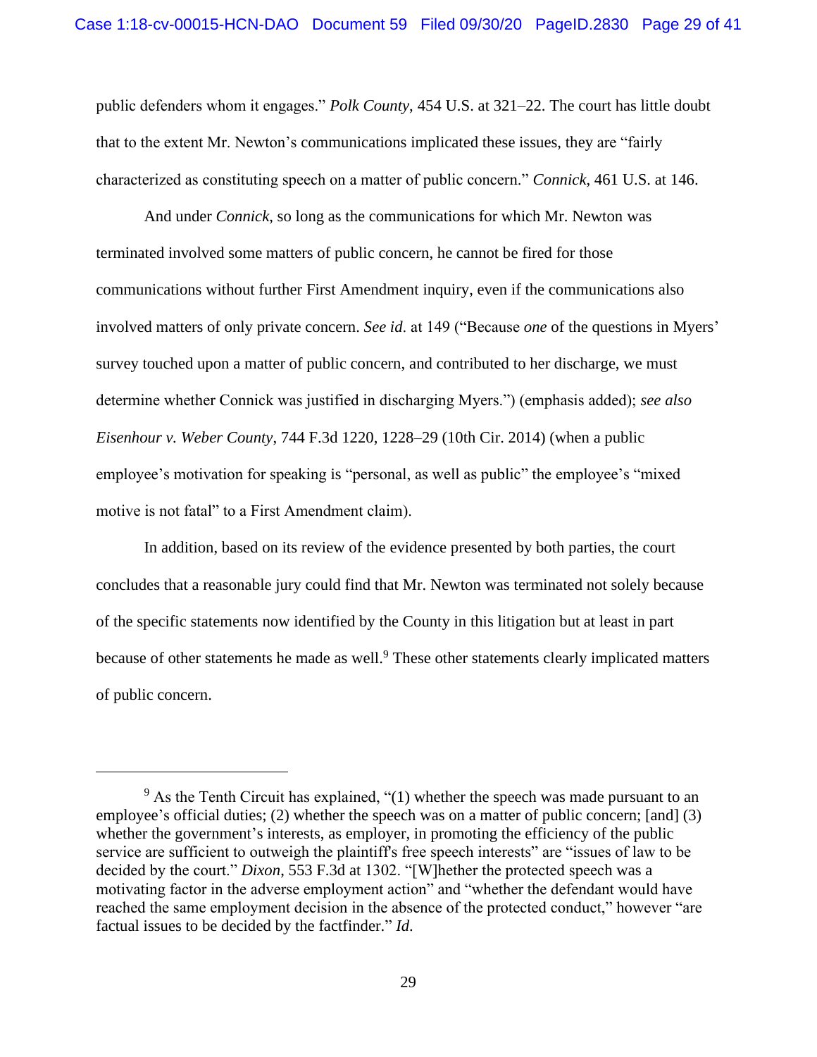public defenders whom it engages." *Polk County*, 454 U.S. at 321–22. The court has little doubt that to the extent Mr. Newton's communications implicated these issues, they are "fairly characterized as constituting speech on a matter of public concern." *Connick*, 461 U.S. at 146.

And under *Connick*, so long as the communications for which Mr. Newton was terminated involved some matters of public concern, he cannot be fired for those communications without further First Amendment inquiry, even if the communications also involved matters of only private concern. *See id.* at 149 ("Because *one* of the questions in Myers' survey touched upon a matter of public concern, and contributed to her discharge, we must determine whether Connick was justified in discharging Myers.") (emphasis added); *see also Eisenhour v. Weber County*, 744 F.3d 1220, 1228–29 (10th Cir. 2014) (when a public employee's motivation for speaking is "personal, as well as public" the employee's "mixed motive is not fatal" to a First Amendment claim).

In addition, based on its review of the evidence presented by both parties, the court concludes that a reasonable jury could find that Mr. Newton was terminated not solely because of the specific statements now identified by the County in this litigation but at least in part because of other statements he made as well.[9] These other statements clearly implicated matters of public concern.

---

[9] As the Tenth Circuit has explained, "(1) whether the speech was made pursuant to an employee's official duties; (2) whether the speech was on a matter of public concern; [and] (3) whether the government's interests, as employer, in promoting the efficiency of the public service are sufficient to outweigh the plaintiff's free speech interests" are "issues of law to be decided by the court." *Dixon*, 553 F.3d at 1302. "[W]hether the protected speech was a motivating factor in the adverse employment action" and "whether the defendant would have reached the same employment decision in the absence of the protected conduct," however "are factual issues to be decided by the factfinder." *Id*.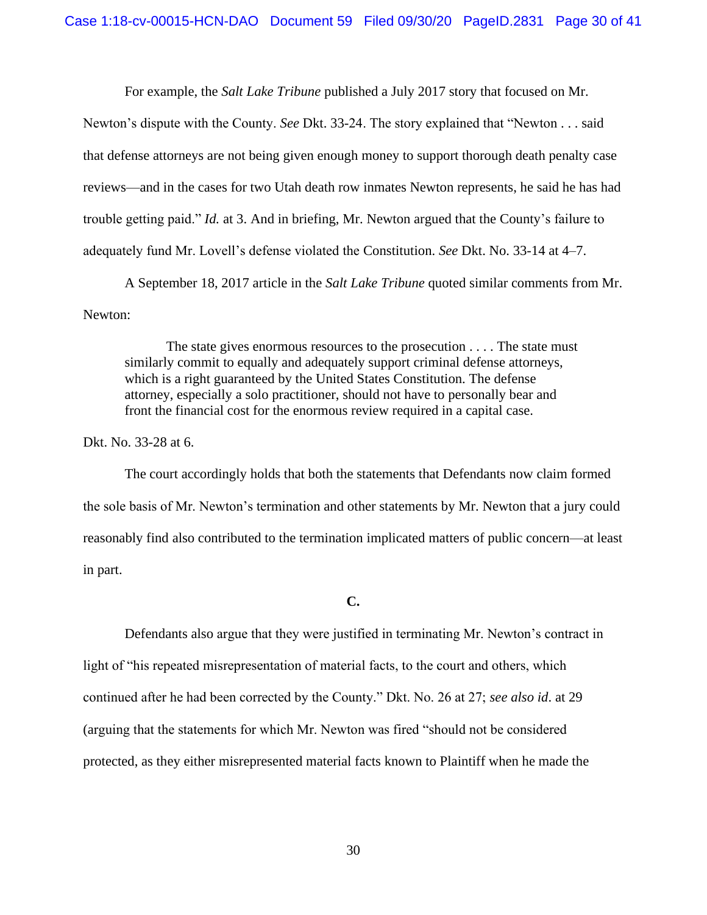For example, the *Salt Lake Tribune* published a July 2017 story that focused on Mr. Newton's dispute with the County. *See* Dkt. 33-24. The story explained that "Newton . . . said that defense attorneys are not being given enough money to support thorough death penalty case reviews—and in the cases for two Utah death row inmates Newton represents, he said he has had trouble getting paid." *Id.* at 3. And in briefing, Mr. Newton argued that the County's failure to adequately fund Mr. Lovell's defense violated the Constitution. *See* Dkt. No. 33-14 at 4–7.

A September 18, 2017 article in the *Salt Lake Tribune* quoted similar comments from Mr. Newton:

> The state gives enormous resources to the prosecution . . . . The state must similarly commit to equally and adequately support criminal defense attorneys, which is a right guaranteed by the United States Constitution. The defense attorney, especially a solo practitioner, should not have to personally bear and front the financial cost for the enormous review required in a capital case.

Dkt. No. 33-28 at 6.

The court accordingly holds that both the statements that Defendants now claim formed the sole basis of Mr. Newton's termination and other statements by Mr. Newton that a jury could reasonably find also contributed to the termination implicated matters of public concern—at least in part.

**C.**

Defendants also argue that they were justified in terminating Mr. Newton's contract in light of "his repeated misrepresentation of material facts, to the court and others, which continued after he had been corrected by the County." Dkt. No. 26 at 27; *see also id*. at 29 (arguing that the statements for which Mr. Newton was fired "should not be considered protected, as they either misrepresented material facts known to Plaintiff when he made the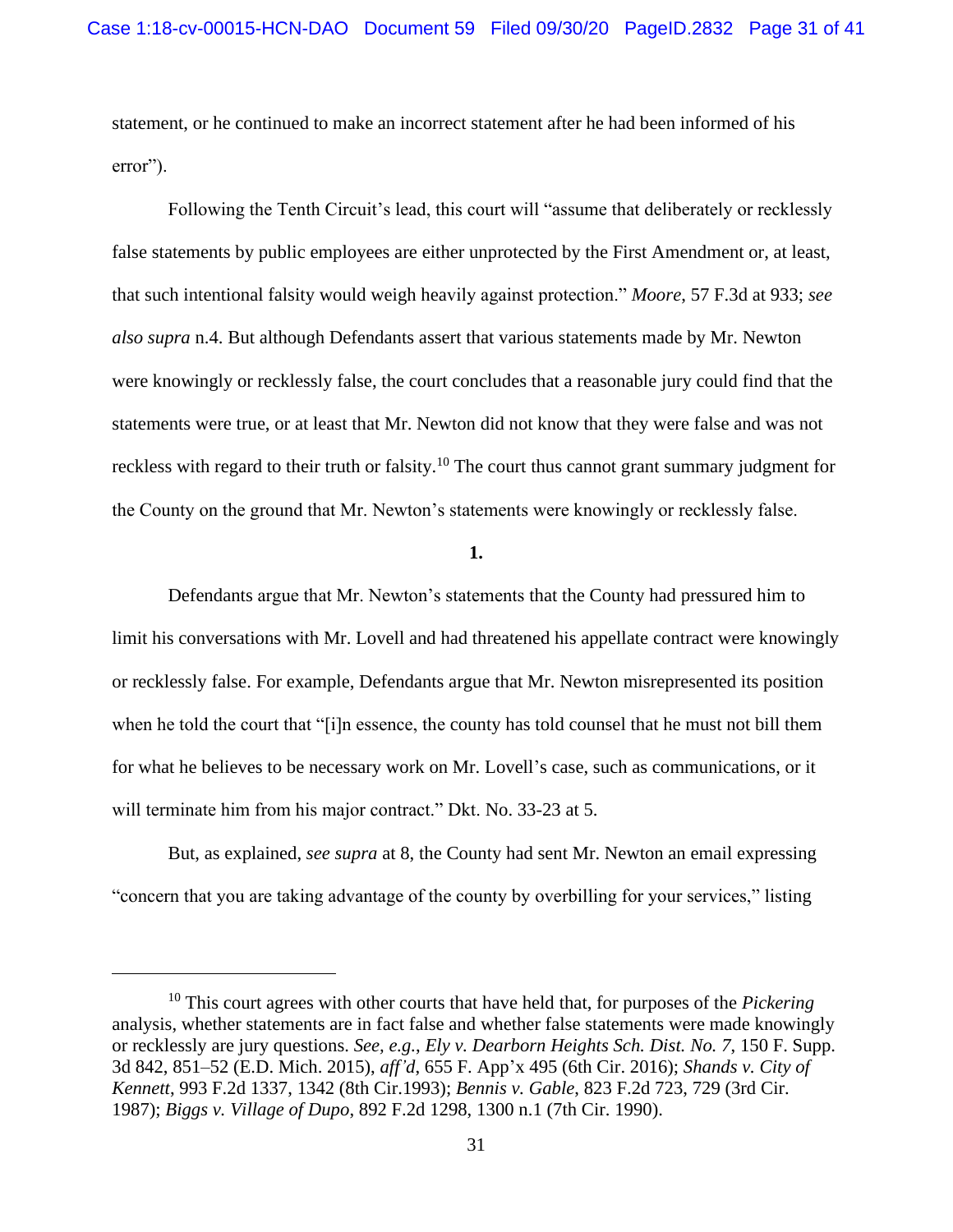statement, or he continued to make an incorrect statement after he had been informed of his error").

Following the Tenth Circuit's lead, this court will "assume that deliberately or recklessly false statements by public employees are either unprotected by the First Amendment or, at least, that such intentional falsity would weigh heavily against protection." *Moore*, 57 F.3d at 933; *see also supra* n.4. But although Defendants assert that various statements made by Mr. Newton were knowingly or recklessly false, the court concludes that a reasonable jury could find that the statements were true, or at least that Mr. Newton did not know that they were false and was not reckless with regard to their truth or falsity.[10] The court thus cannot grant summary judgment for the County on the ground that Mr. Newton's statements were knowingly or recklessly false.

**1.**

Defendants argue that Mr. Newton's statements that the County had pressured him to limit his conversations with Mr. Lovell and had threatened his appellate contract were knowingly or recklessly false. For example, Defendants argue that Mr. Newton misrepresented its position when he told the court that "[i]n essence, the county has told counsel that he must not bill them for what he believes to be necessary work on Mr. Lovell's case, such as communications, or it will terminate him from his major contract." Dkt. No. 33-23 at 5.

But, as explained, *see supra* at 8, the County had sent Mr. Newton an email expressing "concern that you are taking advantage of the county by overbilling for your services," listing

---

[10] This court agrees with other courts that have held that, for purposes of the *Pickering* analysis, whether statements are in fact false and whether false statements were made knowingly or recklessly are jury questions. *See, e.g.*, *Ely v. Dearborn Heights Sch. Dist. No. 7*, 150 F. Supp. 3d 842, 851–52 (E.D. Mich. 2015), *aff'd*, 655 F. App'x 495 (6th Cir. 2016); *Shands v. City of Kennett*, 993 F.2d 1337, 1342 (8th Cir.1993); *Bennis v. Gable*, 823 F.2d 723, 729 (3rd Cir. 1987); *Biggs v. Village of Dupo*, 892 F.2d 1298, 1300 n.1 (7th Cir. 1990).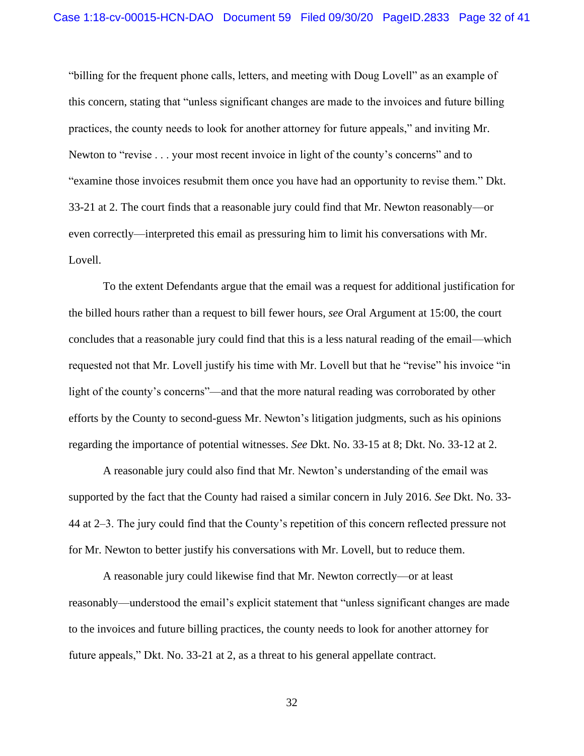"billing for the frequent phone calls, letters, and meeting with Doug Lovell" as an example of this concern, stating that "unless significant changes are made to the invoices and future billing practices, the county needs to look for another attorney for future appeals," and inviting Mr. Newton to "revise . . . your most recent invoice in light of the county's concerns" and to "examine those invoices resubmit them once you have had an opportunity to revise them." Dkt. 33-21 at 2. The court finds that a reasonable jury could find that Mr. Newton reasonably—or even correctly—interpreted this email as pressuring him to limit his conversations with Mr. Lovell.

To the extent Defendants argue that the email was a request for additional justification for the billed hours rather than a request to bill fewer hours, *see* Oral Argument at 15:00, the court concludes that a reasonable jury could find that this is a less natural reading of the email—which requested not that Mr. Lovell justify his time with Mr. Lovell but that he "revise" his invoice "in light of the county's concerns"—and that the more natural reading was corroborated by other efforts by the County to second-guess Mr. Newton's litigation judgments, such as his opinions regarding the importance of potential witnesses. *See* Dkt. No. 33-15 at 8; Dkt. No. 33-12 at 2.

A reasonable jury could also find that Mr. Newton's understanding of the email was supported by the fact that the County had raised a similar concern in July 2016. *See* Dkt. No. 33-44 at 2–3. The jury could find that the County's repetition of this concern reflected pressure not for Mr. Newton to better justify his conversations with Mr. Lovell, but to reduce them.

A reasonable jury could likewise find that Mr. Newton correctly—or at least reasonably—understood the email's explicit statement that "unless significant changes are made to the invoices and future billing practices, the county needs to look for another attorney for future appeals," Dkt. No. 33-21 at 2, as a threat to his general appellate contract.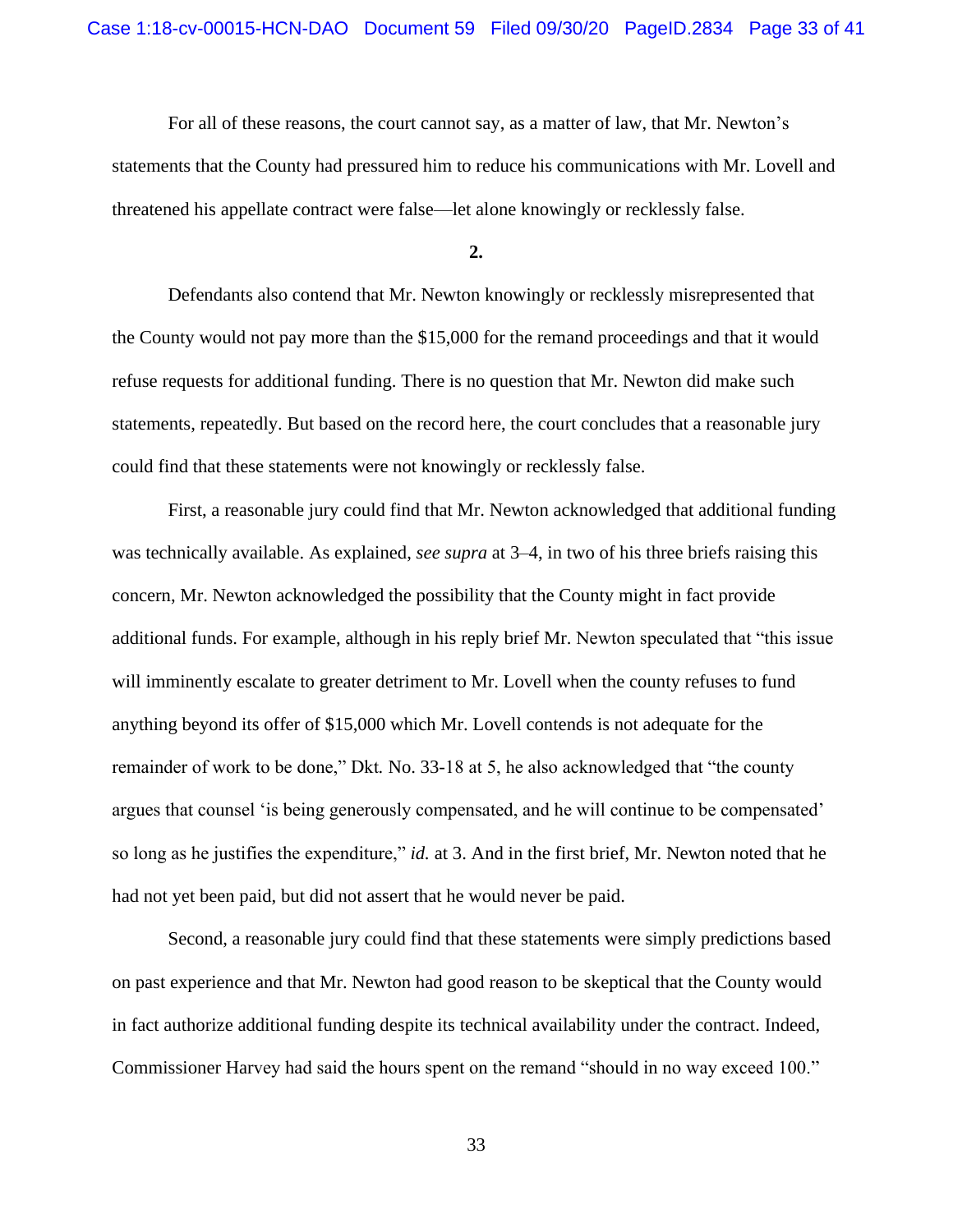For all of these reasons, the court cannot say, as a matter of law, that Mr. Newton's statements that the County had pressured him to reduce his communications with Mr. Lovell and threatened his appellate contract were false—let alone knowingly or recklessly false.

**2.**

Defendants also contend that Mr. Newton knowingly or recklessly misrepresented that the County would not pay more than the $15,000 for the remand proceedings and that it would refuse requests for additional funding. There is no question that Mr. Newton did make such statements, repeatedly. But based on the record here, the court concludes that a reasonable jury could find that these statements were not knowingly or recklessly false.

First, a reasonable jury could find that Mr. Newton acknowledged that additional funding was technically available. As explained, *see supra* at 3–4, in two of his three briefs raising this concern, Mr. Newton acknowledged the possibility that the County might in fact provide additional funds. For example, although in his reply brief Mr. Newton speculated that "this issue will imminently escalate to greater detriment to Mr. Lovell when the county refuses to fund anything beyond its offer of $15,000 which Mr. Lovell contends is not adequate for the remainder of work to be done," Dkt. No. 33-18 at 5, he also acknowledged that "the county argues that counsel 'is being generously compensated, and he will continue to be compensated' so long as he justifies the expenditure," *id.* at 3. And in the first brief, Mr. Newton noted that he had not yet been paid, but did not assert that he would never be paid.

Second, a reasonable jury could find that these statements were simply predictions based on past experience and that Mr. Newton had good reason to be skeptical that the County would in fact authorize additional funding despite its technical availability under the contract. Indeed, Commissioner Harvey had said the hours spent on the remand "should in no way exceed 100."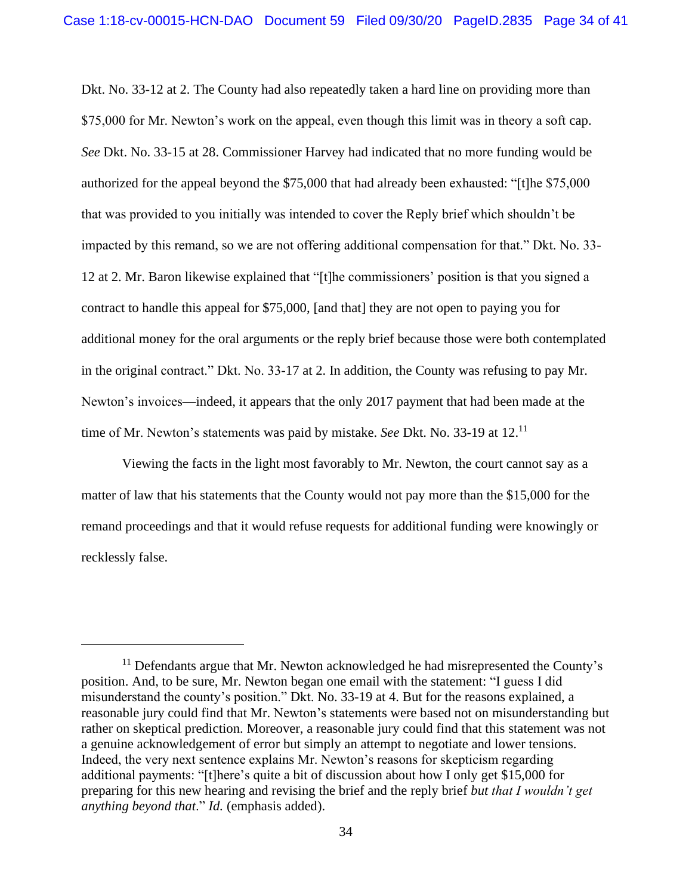Dkt. No. 33-12 at 2. The County had also repeatedly taken a hard line on providing more than $75,000 for Mr. Newton's work on the appeal, even though this limit was in theory a soft cap. *See* Dkt. No. 33-15 at 28. Commissioner Harvey had indicated that no more funding would be authorized for the appeal beyond the $75,000 that had already been exhausted: "[t]he $75,000 that was provided to you initially was intended to cover the Reply brief which shouldn't be impacted by this remand, so we are not offering additional compensation for that." Dkt. No. 33-12 at 2. Mr. Baron likewise explained that "[t]he commissioners' position is that you signed a contract to handle this appeal for $75,000, [and that] they are not open to paying you for additional money for the oral arguments or the reply brief because those were both contemplated in the original contract." Dkt. No. 33-17 at 2. In addition, the County was refusing to pay Mr. Newton's invoices—indeed, it appears that the only 2017 payment that had been made at the time of Mr. Newton's statements was paid by mistake. *See* Dkt. No. 33-19 at 12.[11]

Viewing the facts in the light most favorably to Mr. Newton, the court cannot say as a matter of law that his statements that the County would not pay more than the $15,000 for the remand proceedings and that it would refuse requests for additional funding were knowingly or recklessly false.

---

[11] Defendants argue that Mr. Newton acknowledged he had misrepresented the County's position. And, to be sure, Mr. Newton began one email with the statement: "I guess I did misunderstand the county's position." Dkt. No. 33-19 at 4. But for the reasons explained, a reasonable jury could find that Mr. Newton's statements were based not on misunderstanding but rather on skeptical prediction. Moreover, a reasonable jury could find that this statement was not a genuine acknowledgement of error but simply an attempt to negotiate and lower tensions. Indeed, the very next sentence explains Mr. Newton's reasons for skepticism regarding additional payments: "[t]here's quite a bit of discussion about how I only get $15,000 for preparing for this new hearing and revising the brief and the reply brief *but that I wouldn't get anything beyond that*." *Id.* (emphasis added).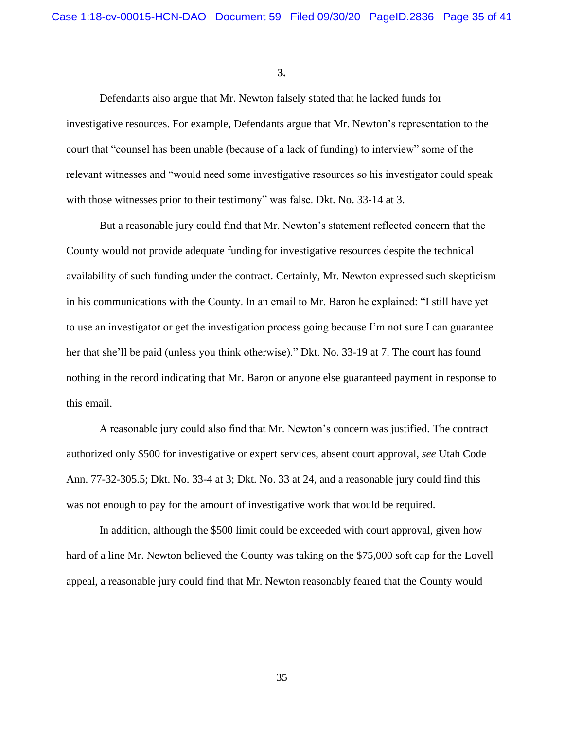**3.**

Defendants also argue that Mr. Newton falsely stated that he lacked funds for investigative resources. For example, Defendants argue that Mr. Newton's representation to the court that "counsel has been unable (because of a lack of funding) to interview" some of the relevant witnesses and "would need some investigative resources so his investigator could speak with those witnesses prior to their testimony" was false. Dkt. No. 33-14 at 3.

But a reasonable jury could find that Mr. Newton's statement reflected concern that the County would not provide adequate funding for investigative resources despite the technical availability of such funding under the contract. Certainly, Mr. Newton expressed such skepticism in his communications with the County. In an email to Mr. Baron he explained: "I still have yet to use an investigator or get the investigation process going because I'm not sure I can guarantee her that she'll be paid (unless you think otherwise)." Dkt. No. 33-19 at 7. The court has found nothing in the record indicating that Mr. Baron or anyone else guaranteed payment in response to this email.

A reasonable jury could also find that Mr. Newton's concern was justified. The contract authorized only $500 for investigative or expert services, absent court approval, *see* Utah Code Ann. 77-32-305.5; Dkt. No. 33-4 at 3; Dkt. No. 33 at 24, and a reasonable jury could find this was not enough to pay for the amount of investigative work that would be required.

In addition, although the $500 limit could be exceeded with court approval, given how hard of a line Mr. Newton believed the County was taking on the $75,000 soft cap for the Lovell appeal, a reasonable jury could find that Mr. Newton reasonably feared that the County would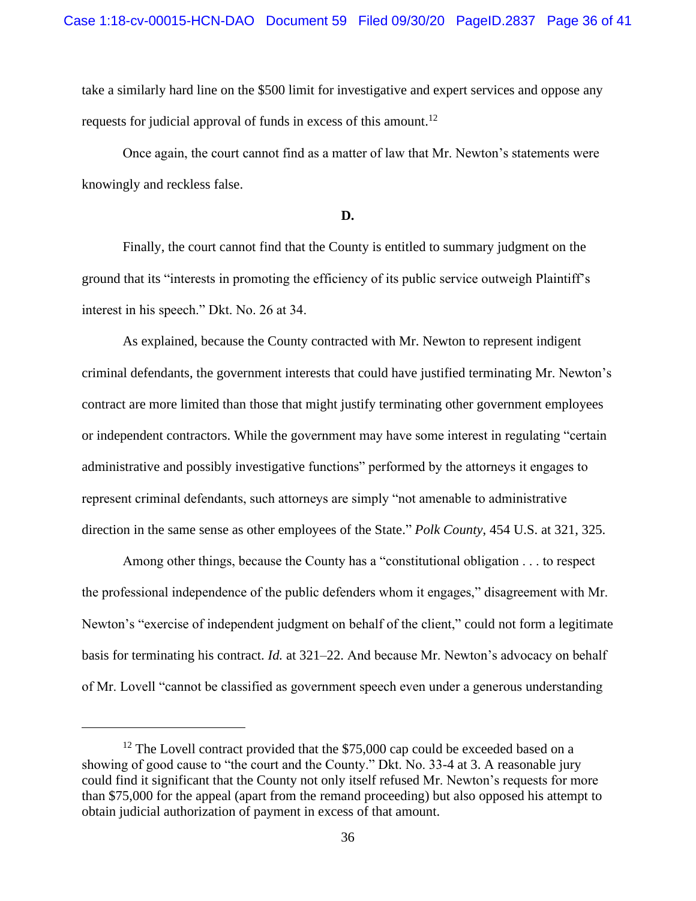take a similarly hard line on the $500 limit for investigative and expert services and oppose any requests for judicial approval of funds in excess of this amount.[12]

Once again, the court cannot find as a matter of law that Mr. Newton's statements were knowingly and reckless false.

**D.**

Finally, the court cannot find that the County is entitled to summary judgment on the ground that its "interests in promoting the efficiency of its public service outweigh Plaintiff's interest in his speech." Dkt. No. 26 at 34.

As explained, because the County contracted with Mr. Newton to represent indigent criminal defendants, the government interests that could have justified terminating Mr. Newton's contract are more limited than those that might justify terminating other government employees or independent contractors. While the government may have some interest in regulating "certain administrative and possibly investigative functions" performed by the attorneys it engages to represent criminal defendants, such attorneys are simply "not amenable to administrative direction in the same sense as other employees of the State." *Polk County*, 454 U.S. at 321, 325.

Among other things, because the County has a "constitutional obligation . . . to respect the professional independence of the public defenders whom it engages," disagreement with Mr. Newton's "exercise of independent judgment on behalf of the client," could not form a legitimate basis for terminating his contract. *Id.* at 321–22. And because Mr. Newton's advocacy on behalf of Mr. Lovell "cannot be classified as government speech even under a generous understanding

---

[12] The Lovell contract provided that the $75,000 cap could be exceeded based on a showing of good cause to "the court and the County." Dkt. No. 33-4 at 3. A reasonable jury could find it significant that the County not only itself refused Mr. Newton's requests for more than $75,000 for the appeal (apart from the remand proceeding) but also opposed his attempt to obtain judicial authorization of payment in excess of that amount.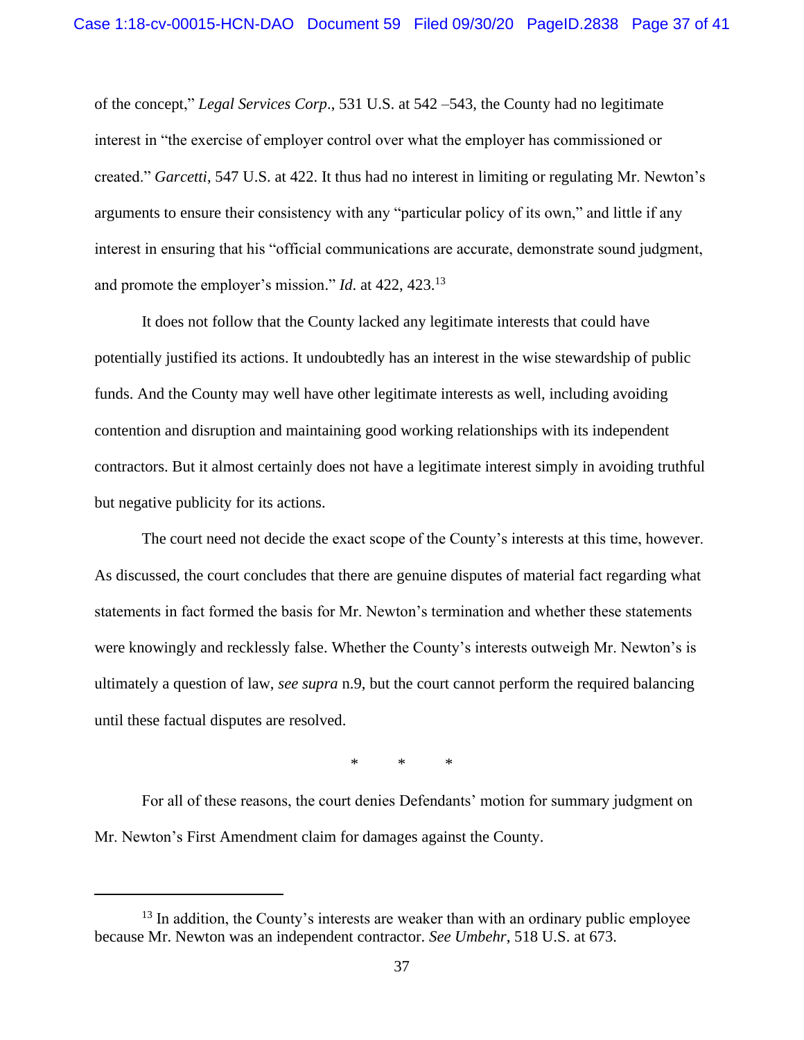of the concept," *Legal Services Corp*., 531 U.S. at 542 –543, the County had no legitimate interest in "the exercise of employer control over what the employer has commissioned or created." *Garcetti*, 547 U.S. at 422. It thus had no interest in limiting or regulating Mr. Newton's arguments to ensure their consistency with any "particular policy of its own," and little if any interest in ensuring that his "official communications are accurate, demonstrate sound judgment, and promote the employer's mission." *Id*. at 422, 423.[13]

It does not follow that the County lacked any legitimate interests that could have potentially justified its actions. It undoubtedly has an interest in the wise stewardship of public funds. And the County may well have other legitimate interests as well, including avoiding contention and disruption and maintaining good working relationships with its independent contractors. But it almost certainly does not have a legitimate interest simply in avoiding truthful but negative publicity for its actions.

The court need not decide the exact scope of the County's interests at this time, however. As discussed, the court concludes that there are genuine disputes of material fact regarding what statements in fact formed the basis for Mr. Newton's termination and whether these statements were knowingly and recklessly false. Whether the County's interests outweigh Mr. Newton's is ultimately a question of law, *see supra* n.9, but the court cannot perform the required balancing until these factual disputes are resolved.

\* \* \*

For all of these reasons, the court denies Defendants' motion for summary judgment on Mr. Newton's First Amendment claim for damages against the County.

---

[13] In addition, the County's interests are weaker than with an ordinary public employee because Mr. Newton was an independent contractor. *See Umbehr*, 518 U.S. at 673.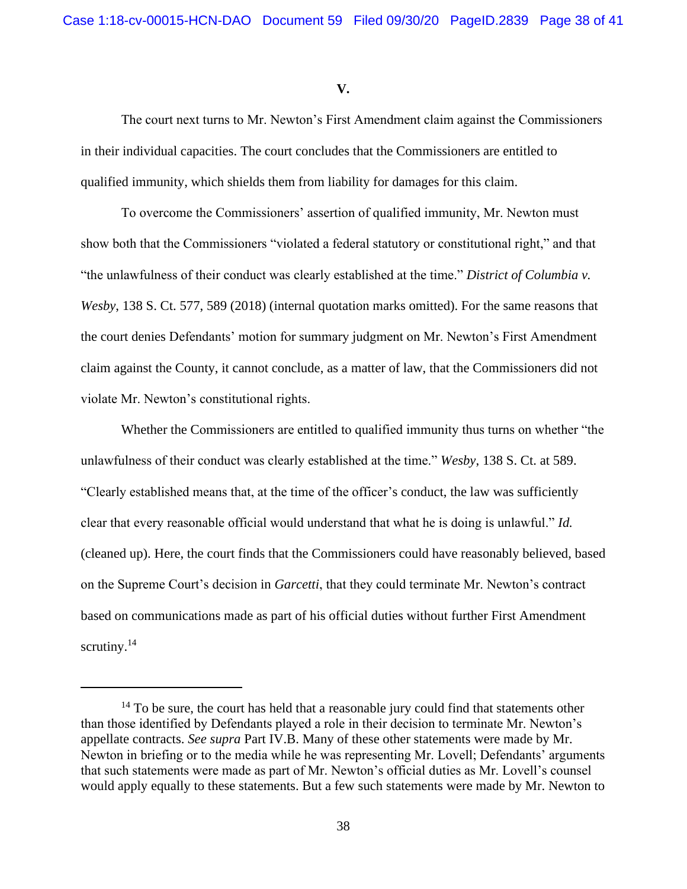## V.

The court next turns to Mr. Newton's First Amendment claim against the Commissioners in their individual capacities. The court concludes that the Commissioners are entitled to qualified immunity, which shields them from liability for damages for this claim.

To overcome the Commissioners' assertion of qualified immunity, Mr. Newton must show both that the Commissioners "violated a federal statutory or constitutional right," and that "the unlawfulness of their conduct was clearly established at the time." *District of Columbia v. Wesby*, 138 S. Ct. 577, 589 (2018) (internal quotation marks omitted). For the same reasons that the court denies Defendants' motion for summary judgment on Mr. Newton's First Amendment claim against the County, it cannot conclude, as a matter of law, that the Commissioners did not violate Mr. Newton's constitutional rights.

Whether the Commissioners are entitled to qualified immunity thus turns on whether "the unlawfulness of their conduct was clearly established at the time." *Wesby*, 138 S. Ct. at 589. "Clearly established means that, at the time of the officer's conduct, the law was sufficiently clear that every reasonable official would understand that what he is doing is unlawful." *Id.* (cleaned up). Here, the court finds that the Commissioners could have reasonably believed, based on the Supreme Court's decision in *Garcetti*, that they could terminate Mr. Newton's contract based on communications made as part of his official duties without further First Amendment scrutiny.[14]

---

[14] To be sure, the court has held that a reasonable jury could find that statements other than those identified by Defendants played a role in their decision to terminate Mr. Newton's appellate contracts. *See supra* Part IV.B. Many of these other statements were made by Mr. Newton in briefing or to the media while he was representing Mr. Lovell; Defendants' arguments that such statements were made as part of Mr. Newton's official duties as Mr. Lovell's counsel would apply equally to these statements. But a few such statements were made by Mr. Newton to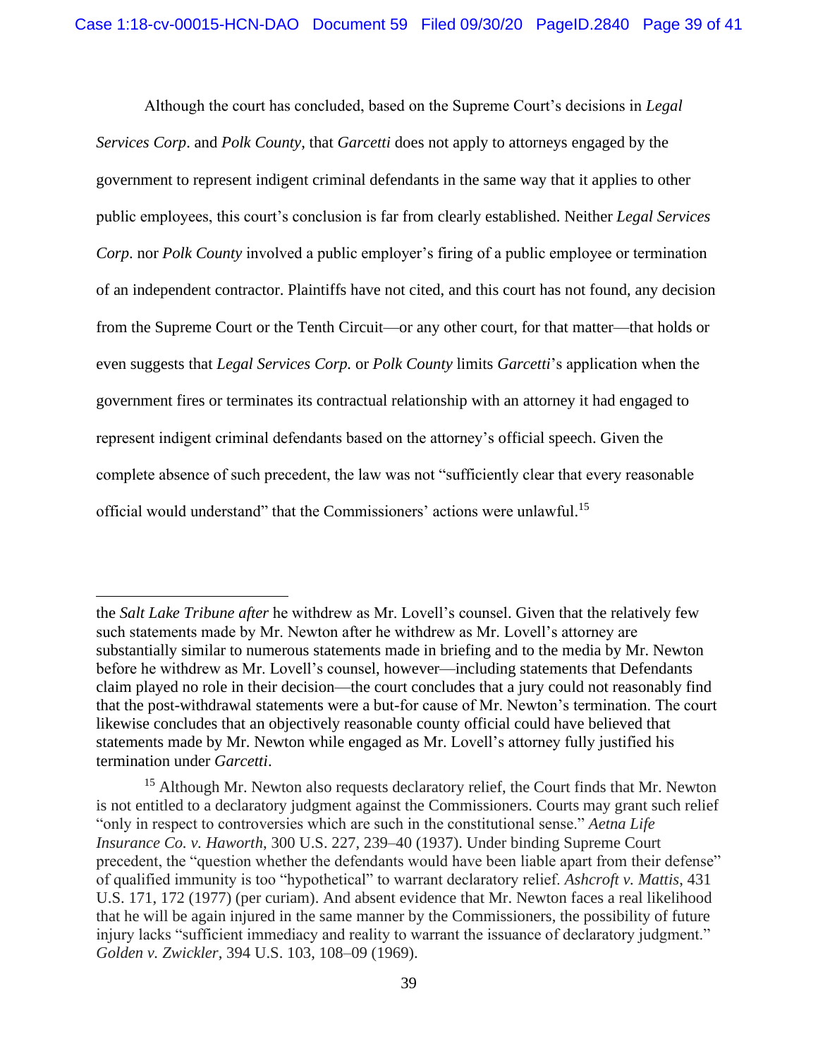Although the court has concluded, based on the Supreme Court's decisions in *Legal Services Corp*. and *Polk County*, that *Garcetti* does not apply to attorneys engaged by the government to represent indigent criminal defendants in the same way that it applies to other public employees, this court's conclusion is far from clearly established. Neither *Legal Services Corp*. nor *Polk County* involved a public employer's firing of a public employee or termination of an independent contractor. Plaintiffs have not cited, and this court has not found, any decision from the Supreme Court or the Tenth Circuit—or any other court, for that matter—that holds or even suggests that *Legal Services Corp.* or *Polk County* limits *Garcetti*'s application when the government fires or terminates its contractual relationship with an attorney it had engaged to represent indigent criminal defendants based on the attorney's official speech. Given the complete absence of such precedent, the law was not "sufficiently clear that every reasonable official would understand" that the Commissioners' actions were unlawful.[15]

---

the *Salt Lake Tribune after* he withdrew as Mr. Lovell's counsel. Given that the relatively few such statements made by Mr. Newton after he withdrew as Mr. Lovell's attorney are substantially similar to numerous statements made in briefing and to the media by Mr. Newton before he withdrew as Mr. Lovell's counsel, however—including statements that Defendants claim played no role in their decision—the court concludes that a jury could not reasonably find that the post-withdrawal statements were a but-for cause of Mr. Newton's termination. The court likewise concludes that an objectively reasonable county official could have believed that statements made by Mr. Newton while engaged as Mr. Lovell's attorney fully justified his termination under *Garcetti*.

[15] Although Mr. Newton also requests declaratory relief, the Court finds that Mr. Newton is not entitled to a declaratory judgment against the Commissioners. Courts may grant such relief "only in respect to controversies which are such in the constitutional sense." *Aetna Life Insurance Co. v. Haworth*, 300 U.S. 227, 239–40 (1937). Under binding Supreme Court precedent, the "question whether the defendants would have been liable apart from their defense" of qualified immunity is too "hypothetical" to warrant declaratory relief. *Ashcroft v. Mattis*, 431 U.S. 171, 172 (1977) (per curiam). And absent evidence that Mr. Newton faces a real likelihood that he will be again injured in the same manner by the Commissioners, the possibility of future injury lacks "sufficient immediacy and reality to warrant the issuance of declaratory judgment." *Golden v. Zwickler*, 394 U.S. 103, 108–09 (1969).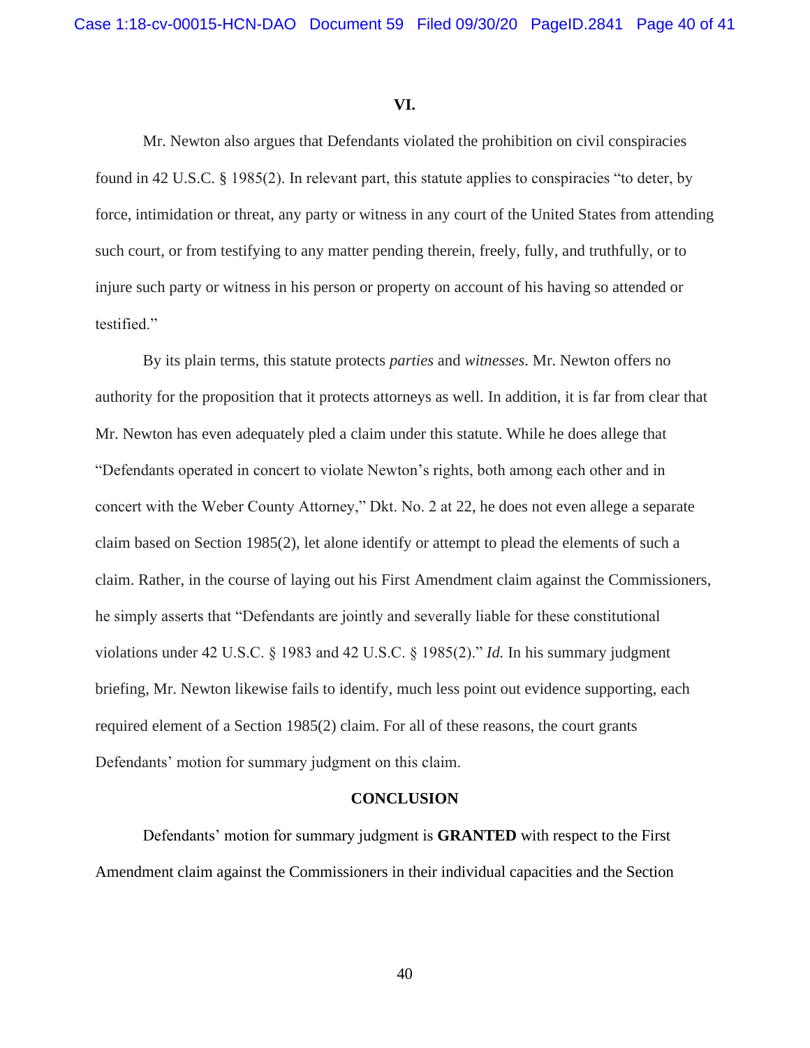## VI.

Mr. Newton also argues that Defendants violated the prohibition on civil conspiracies found in 42 U.S.C. § 1985(2). In relevant part, this statute applies to conspiracies "to deter, by force, intimidation or threat, any party or witness in any court of the United States from attending such court, or from testifying to any matter pending therein, freely, fully, and truthfully, or to injure such party or witness in his person or property on account of his having so attended or testified."

By its plain terms, this statute protects *parties* and *witnesses*. Mr. Newton offers no authority for the proposition that it protects attorneys as well. In addition, it is far from clear that Mr. Newton has even adequately pled a claim under this statute. While he does allege that "Defendants operated in concert to violate Newton's rights, both among each other and in concert with the Weber County Attorney," Dkt. No. 2 at 22, he does not even allege a separate claim based on Section 1985(2), let alone identify or attempt to plead the elements of such a claim. Rather, in the course of laying out his First Amendment claim against the Commissioners, he simply asserts that "Defendants are jointly and severally liable for these constitutional violations under 42 U.S.C. § 1983 and 42 U.S.C. § 1985(2)." *Id.* In his summary judgment briefing, Mr. Newton likewise fails to identify, much less point out evidence supporting, each required element of a Section 1985(2) claim. For all of these reasons, the court grants Defendants' motion for summary judgment on this claim.

## CONCLUSION

Defendants' motion for summary judgment is **GRANTED** with respect to the First Amendment claim against the Commissioners in their individual capacities and the Section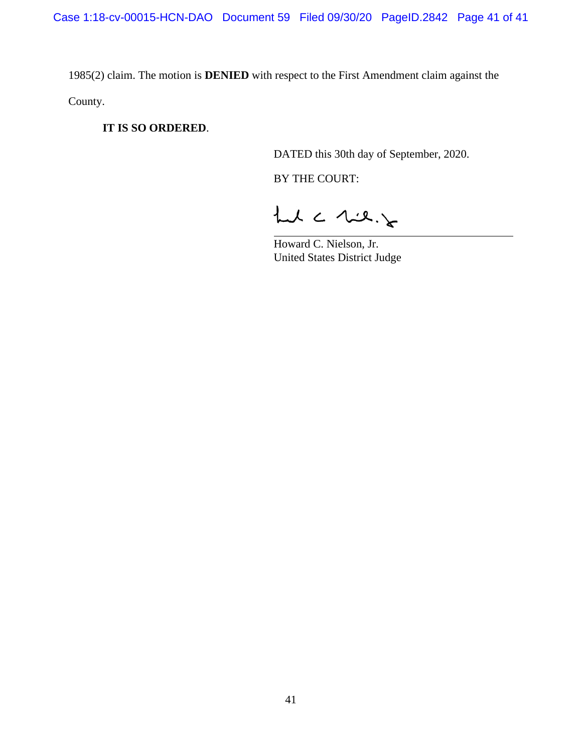1985(2) claim. The motion is **DENIED** with respect to the First Amendment claim against the County.

**IT IS SO ORDERED**.

DATED this 30th day of September, 2020.

BY THE COURT:

Howard C. Nielson, Jr.
United States District Judge